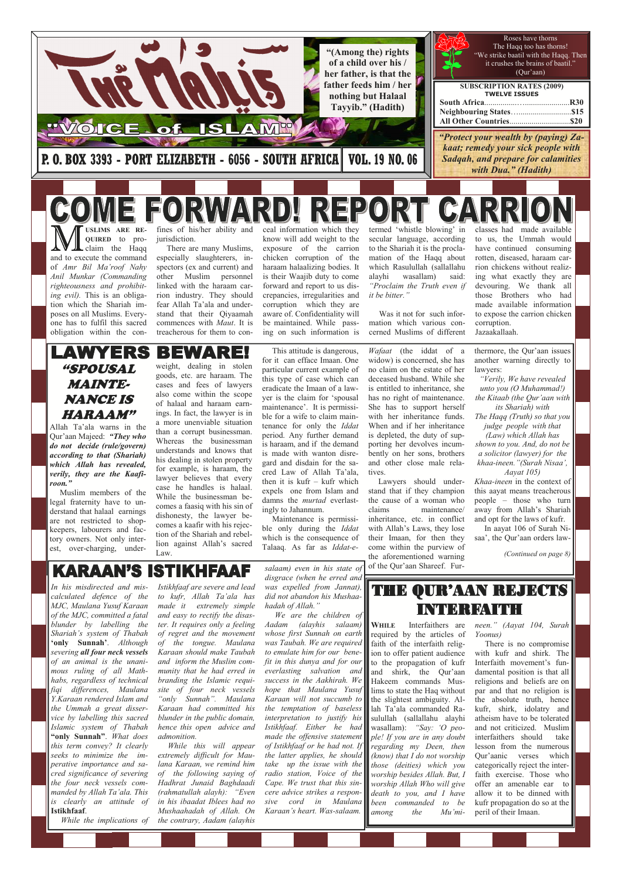# The Majlis

## "VOICE of ISLAM"

P. O. BOX 3393 - PORT ELIZABETH - 6056 - SOUTH AFRICA | VOL. 19 NO. 06

**"(Among the) rights of a child over his / her father, is that the father feeds him / her nothing but Halaal Tayyib." (Hadith)**

Roses have thorns
The Haqq too has thorns!
"We strike baatil with the Haqq. Then it crushes the brains of baatil." (Qur'aan)

| SUBSCRIPTION RATES (2009) TWELVE ISSUES | |
|---|---|
| **South Africa** | **R30** |
| **Neighbouring States** | **$15** |
| **All Other Countries** | **$20** |

***"Protect your wealth by (paying) Zakaat; remedy your sick people with Sadqah, and prepare for calamities with Dua." (Hadith)***

# COME FORWARD! REPORT CARRION

**MUSLIMS ARE REQUIRED** to proclaim the Haqq and to execute the command of *Amr Bil Ma'roof Nahy Anil Munkar (Commanding righteousness and prohibiting evil).* This is an obligation which the Shariah imposes on all Muslims. Everyone has to fulfil this sacred obligation within the confines of his/her ability and jurisdiction.

There are many Muslims, especially slaughterers, inspectors (ex and current) and other Muslim personnel linked with the haraam carrion industry. They should fear Allah Ta'ala and understand that their Qiyaamah commences with *Maut*. It is treacherous for them to conceal information which they know will add weight to the exposure of the carrion chicken corruption of the haraam halaalizing bodies. It is their Waajib duty to come forward and report to us discrepancies, irregularities and corruption which they are aware of. Confidentiality will be maintained. While passing on such information is termed 'whistle blowing' in secular language, according to the Shariah it is the proclamation of the Haqq about which Rasulullah (sallallahu alayhi wasallam) said: *"Proclaim the Truth even if it be bitter."*

Was it not for such information which various concerned Muslims of different classes had made available to us, the Ummah would have continued consuming rotten, diseased, haraam carrion chickens without realizing what exactly they are devouring. We thank all those Brothers who had made available information to expose the carrion chicken corruption.

Jazaakallaah.

## LAWYERS BEWARE!

### *"SPOUSAL MAINTENANCE IS HARAAM"*

Allah Ta'ala warns in the Qur'aan Majeed: ***"They who do not decide (rule/govern) according to that (Shariah) which Allah has revealed, verily, they are the Kaafiroon."***

Muslim members of the legal fraternity have to understand that halaal earnings are not restricted to shopkeepers, labourers and factory owners. Not only interest, over-charging, under-weight, dealing in stolen goods, etc. are haraam. The cases and fees of lawyers also come within the scope of halaal and haraam earnings. In fact, the lawyer is in a more unenviable situation than a corrupt businessman. Whereas the businessman understands and knows that his dealing in stolen property for example, is haraam, the lawyer believes that every case he handles is halaal. While the businessman becomes a faasiq with his sin of dishonesty, the lawyer becomes a kaafir with his rejection of the Shariah and rebellion against Allah's sacred Law.

This attitude is dangerous, for it can efface Imaan. One particular current example of this type of case which can eradicate the Imaan of a lawyer is the claim for 'spousal maintenance'. It is permissible for a wife to claim maintenance for only the *Iddat* period. Any further demand is haraam, and if the demand is made with wanton disregard and disdain for the sacred Law of Allah Ta'ala, then it is kufr – kufr which expels one from Islam and damns the *murtad* everlastingly to Jahannum.

Maintenance is permissible only during the *Iddat* which is the consequence of Talaaq. As far as *Iddat-e-Wafaat* (the iddat of a widow) is concerned, she has no claim on the estate of her deceased husband. While she is entitled to inheritance, she has no right of maintenance. She has to support herself with her inheritance funds. When and if her inheritance is depleted, the duty of supporting her devolves incumbently on her sons, brothers and other close male relatives.

Lawyers should understand that if they champion the cause of a woman who claims maintenance/inheritance, etc. in conflict with Allah's Laws, they lose their Imaan, for then they come within the purview of the aforementioned warning of the Qur'aan Shareef. Furthermore, the Qur'aan issues another warning directly to lawyers:

*"Verily, We have revealed unto you (O Muhammad!) the Kitaab (the Qur'aan with its Shariah) with The Haqq (Truth) so that you judge people with that (Law) which Allah has shown to you. And, do not be a solicitor (lawyer) for the khaa-ineen."(Surah Nisaa', Aayat 105)*

*Khaa-ineen* in the context of this aayat means treacherous people – those who turn away from Allah's Shariah and opt for the laws of kufr.

In aayat 106 of Surah Nisaa', the Qur'aan orders law-

*(Continued on page 8)*

## KARAAN'S ISTIKHFAAF

*In his misdirected and miscalculated defence of the MJC, Maulana Yusuf Karaan of the MJC, committed a fatal blunder by labelling the Shariah's system of Thabah* **'only Sunnah'**. *Although severing* ***all four neck vessels*** *of an animal is the unanimous ruling of all Mathhabs, regardless of technical fiqi differences, Maulana Y.Karaan rendered Islam and the Ummah a great disservice by labelling this sacred Islamic system of Thabah* **"only Sunnah"**. *What does this term convey? It clearly seeks to minimize the imperative importance and sacred significance of severing the four neck vessels commanded by Allah Ta'ala. This is clearly an attitude of* **Istikhfaaf**.

*While the implications of Istikhfaaf are severe and lead to kufr, Allah Ta'ala has made it extremely simple and easy to rectify the disaster. It requires only a feeling of regret and the movement of the tongue. Maulana Karaan should make Taubah and inform the Muslim community that he had erred in branding the Islamic requisite of four neck vessels "only Sunnah". Maulana Karaan had committed his blunder in the public domain, hence this open advice and admonition.*

*While this will appear extremely difficult for Maulana Karaan, we remind him of the following saying of Hadhrat Junaid Baghdaadi (rahmatullah alayh): "Even in his ibaadat Iblees had no Mushaahadah of Allah. On the contrary, Aadam (alayhis salaam) even in his state of disgrace (when he erred and was expelled from Jannat), did not abandon his Mushaahadah of Allah."*

*We are the children of Aadam (alayhis salaam) whose first Sunnah on earth was Taubah. We are required to emulate him for our benefit in this dunya and for our everlasting salvation and success in the Aakhirah. We hope that Maulana Yusuf Karaan will not succumb to the temptation of baseless interpretation to justify his Istikhfaaf. Either he had made the offensive statement of Istikhfaaf or he had not. If the latter applies, he should take up the issue with the radio station, Voice of the Cape. We trust that this sincere advice strikes a responsive cord in Maulana Karaan's heart. Was-salaam.*

## THE QUR'AAN REJECTS INTERFAITH

**WHILE** Interfaithers are required by the articles of faith of the interfaith religion to offer patient audience to the propagation of kufr and shirk, the Qur'aan Hakeem commands Muslims to state the Haq without the slightest ambiguity. Allah Ta'ala commanded Rasulullah (sallallahu alayhi wasallam): *"Say: 'O people! If you are in any doubt regarding my Deen, then (know) that I do not worship those (deities) which you worship besides Allah. But, I worship Allah Who will give death to you, and I have been commanded to be among the Mu'mineen." (Aayat 104, Surah Yoonus)*

There is no compromise with kufr and shirk. The Interfaith movement's fundamental position is that all religions and beliefs are on par and that no religion is the absolute truth, hence kufr, shirk, idolatry and atheism have to be tolerated and not criticized. Muslim interfaithers should take lesson from the numerous Qur'aanic verses which categorically reject the interfaith exercise. Those who offer an amenable ear to allow it to be dinned with kufr propagation do so at the peril of their Imaan.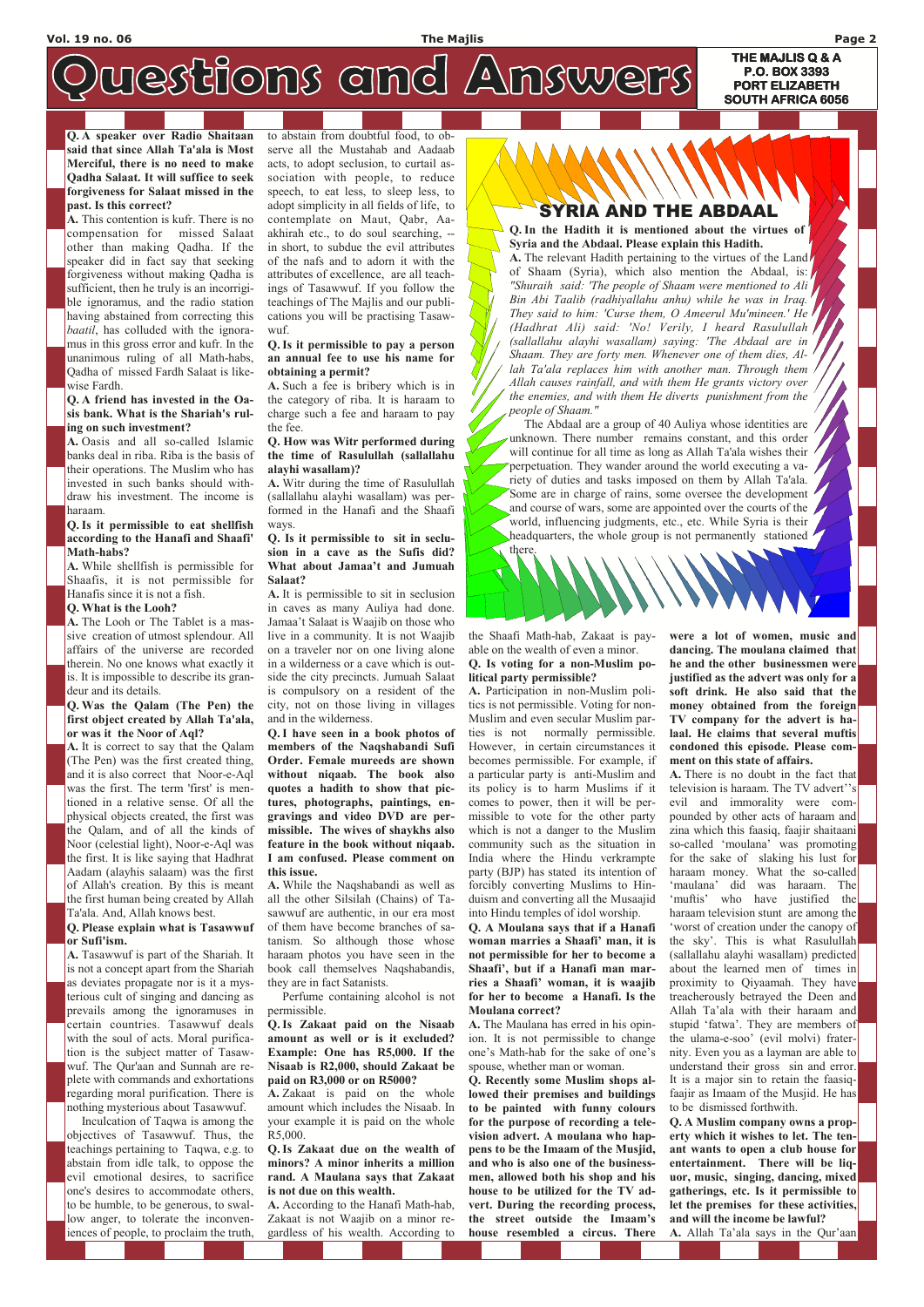# Questions and Answers

**THE MAJLIS Q & A**
**P.O. BOX 3393**
**PORT ELIZABETH**
**SOUTH AFRICA 6056**

**Q. A speaker over Radio Shaitaan said that since Allah Ta'ala is Most Merciful, there is no need to make Qadha Salaat. It will suffice to seek forgiveness for Salaat missed in the past. Is this correct?**

**A.** This contention is kufr. There is no compensation for missed Salaat other than making Qadha. If the speaker did in fact say that seeking forgiveness without making Qadha is sufficient, then he truly is an incorrigible ignoramus, and the radio station having abstained from correcting this *baatil*, has colluded with the ignoramus in this gross error and kufr. In the unanimous ruling of all Math-habs, Qadha of missed Fardh Salaat is likewise Fardh.

**Q. A friend has invested in the Oasis bank. What is the Shariah's ruling on such investment?**

**A.** Oasis and all so-called Islamic banks deal in riba. Riba is the basis of their operations. The Muslim who has invested in such banks should withdraw his investment. The income is haraam.

**Q. Is it permissible to eat shellfish according to the Hanafi and Shaafi' Math-habs?**

**A.** While shellfish is permissible for Shaafis, it is not permissible for Hanafis since it is not a fish.

**Q. What is the Looh?**

**A.** The Looh or The Tablet is a massive creation of utmost splendour. All affairs of the universe are recorded therein. No one knows what exactly it is. It is impossible to describe its grandeur and its details.

**Q. Was the Qalam (The Pen) the first object created by Allah Ta'ala, or was it the Noor of Aql?**

**A.** It is correct to say that the Qalam (The Pen) was the first created thing, and it is also correct that Noor-e-Aql was the first. The term 'first' is mentioned in a relative sense. Of all the physical objects created, the first was the Qalam, and of all the kinds of Noor (celestial light), Noor-e-Aql was the first. It is like saying that Hadhrat Aadam (alayhis salaam) was the first of Allah's creation. By this is meant the first human being created by Allah Ta'ala. And, Allah knows best.

**Q. Please explain what is Tasawwuf or Sufi'ism.**

**A.** Tasawwuf is part of the Shariah. It is not a concept apart from the Shariah as deviates propagate nor is it a mysterious cult of singing and dancing as prevails among the ignoramuses in certain countries. Tasawwuf deals with the soul of acts. Moral purification is the subject matter of Tasawwuf. The Qur'aan and Sunnah are replete with commands and exhortations regarding moral purification. There is nothing mysterious about Tasawwuf.

Inculcation of Taqwa is among the objectives of Tasawwuf. Thus, the teachings pertaining to Taqwa, e.g. to abstain from idle talk, to oppose the evil emotional desires, to sacrifice one's desires to accommodate others, to be humble, to be generous, to swallow anger, to tolerate the inconveniences of people, to proclaim the truth, to abstain from doubtful food, to observe all the Mustahab and Aadaab acts, to adopt seclusion, to curtail association with people, to reduce speech, to eat less, to sleep less, to adopt simplicity in all fields of life, to contemplate on Maut, Qabr, Aakhirah etc., to do soul searching, -- in short, to subdue the evil attributes of the nafs and to adorn it with the attributes of excellence, are all teachings of Tasawwuf. If you follow the teachings of The Majlis and our publications you will be practising Tasawwuf.

**Q. Is it permissible to pay a person an annual fee to use his name for obtaining a permit?**

**A.** Such a fee is bribery which is in the category of riba. It is haraam to charge such a fee and haraam to pay the fee.

**Q. How was Witr performed during the time of Rasulullah (sallallahu alayhi wasallam)?**

**A.** Witr during the time of Rasulullah (sallallahu alayhi wasallam) was performed in the Hanafi and the Shaafi ways.

**Q. Is it permissible to sit in seclusion in a cave as the Sufis did? What about Jamaa't and Jumuah Salaat?**

**A.** It is permissible to sit in seclusion in caves as many Auliya had done. Jamaa't Salaat is Waajib on those who live in a community. It is not Waajib on a traveler nor on one living alone in a wilderness or a cave which is outside the city precincts. Jumuah Salaat is compulsory on a resident of the city, not on those living in villages and in the wilderness.

**Q. I have seen in a book photos of members of the Naqshabandi Sufi Order. Female mureeds are shown without niqaab. The book also quotes a hadith to show that pictures, photographs, paintings, engravings and video DVD are permissible. The wives of shaykhs also feature in the book without niqaab. I am confused. Please comment on this issue.**

**A.** While the Naqshabandi as well as all the other Silsilah (Chains) of Tasawwuf are authentic, in our era most of them have become branches of satanism. So although those whose haraam photos you have seen in the book call themselves Naqshabandis, they are in fact Satanists.

Perfume containing alcohol is not permissible.

**Q. Is Zakaat paid on the Nisaab amount as well or is it excluded? Example: One has R5,000. If the Nisaab is R2,000, should Zakaat be paid on R3,000 or on R5000?**

**A.** Zakaat is paid on the whole amount which includes the Nisaab. In your example it is paid on the whole R5,000.

**Q. Is Zakaat due on the wealth of minors? A minor inherits a million rand. A Maulana says that Zakaat is not due on this wealth.**

**A.** According to the Hanafi Math-hab, Zakaat is not Waajib on a minor regardless of his wealth. According to the Shaafi Math-hab, Zakaat is payable on the wealth of even a minor.

## SYRIA AND THE ABDAAL

**Q. In the Hadith it is mentioned about the virtues of Syria and the Abdaal. Please explain this Hadith.**

**A.** The relevant Hadith pertaining to the virtues of the Land of Shaam (Syria), which also mention the Abdaal, is: *"Shuraih said: 'The people of Shaam were mentioned to Ali Bin Abi Taalib (radhiyallahu anhu) while he was in Iraq. They said to him: 'Curse them, O Ameerul Mu'mineen.' He (Hadhrat Ali) said: 'No! Verily, I heard Rasulullah (sallallahu alayhi wasallam) saying: 'The Abdaal are in Shaam. They are forty men. Whenever one of them dies, Allah Ta'ala replaces him with another man. Through them Allah causes rainfall, and with them He grants victory over the enemies, and with them He diverts punishment from the people of Shaam."*

The Abdaal are a group of 40 Auliya whose identities are unknown. There number remains constant, and this order will continue for all time as long as Allah Ta'ala wishes their perpetuation. They wander around the world executing a variety of duties and tasks imposed on them by Allah Ta'ala. Some are in charge of rains, some oversee the development and course of wars, some are appointed over the courts of the world, influencing judgments, etc., etc. While Syria is their headquarters, the whole group is not permanently stationed there.

**Q. Is voting for a non-Muslim political party permissible?**

**A.** Participation in non-Muslim politics is not permissible. Voting for non-Muslim and even secular Muslim parties is not normally permissible. However, in certain circumstances it becomes permissible. For example, if a particular party is anti-Muslim and its policy is to harm Muslims if it comes to power, then it will be permissible to vote for the other party which is not a danger to the Muslim community such as the situation in India where the Hindu verkrampte party (BJP) has stated its intention of forcibly converting Muslims to Hinduism and converting all the Musaajid into Hindu temples of idol worship.

**Q. A Moulana says that if a Hanafi woman marries a Shaafi' man, it is not permissible for her to become a Shaafi', but if a Hanafi man marries a Shaafi' woman, it is waajib for her to become a Hanafi. Is the Moulana correct?**

**A.** The Maulana has erred in his opinion. It is not permissible to change one's Math-hab for the sake of one's spouse, whether man or woman.

**Q. Recently some Muslim shops allowed their premises and buildings to be painted with funny colours for the purpose of recording a television advert. A moulana who happens to be the Imaam of the Musjid, and who is also one of the businessmen, allowed both his shop and his house to be utilized for the TV advert. During the recording process, the street outside the Imaam's house resembled a circus. There were a lot of women, music and dancing. The moulana claimed that he and the other businessmen were justified as the advert was only for a soft drink. He also said that the money obtained from the foreign TV company for the advert is halaal. He claims that several muftis condoned this episode. Please comment on this state of affairs.**

**A.** There is no doubt in the fact that television is haraam. The TV advert''s evil and immorality were compounded by other acts of haraam and zina which this faasiq, faajir shaitaani so-called 'moulana' was promoting for the sake of slaking his lust for haraam money. What the so-called 'maulana' did was haraam. The 'muftis' who have justified the haraam television stunt are among the 'worst of creation under the canopy of the sky'. This is what Rasulullah (sallallahu alayhi wasallam) predicted about the learned men of times in proximity to Qiyaamah. They have treacherously betrayed the Deen and Allah Ta'ala with their haraam and stupid 'fatwa'. They are members of the ulama-e-soo' (evil molvi) fraternity. Even you as a layman are able to understand their gross sin and error. It is a major sin to retain the faasiq-faajir as Imaam of the Musjid. He has to be dismissed forthwith.

**Q. A Muslim company owns a property which it wishes to let. The tenant wants to open a club house for entertainment. There will be liquor, music, singing, dancing, mixed gatherings, etc. Is it permissible to let the premises for these activities, and will the income be lawful?**

**A.** Allah Ta'ala says in the Qur'aan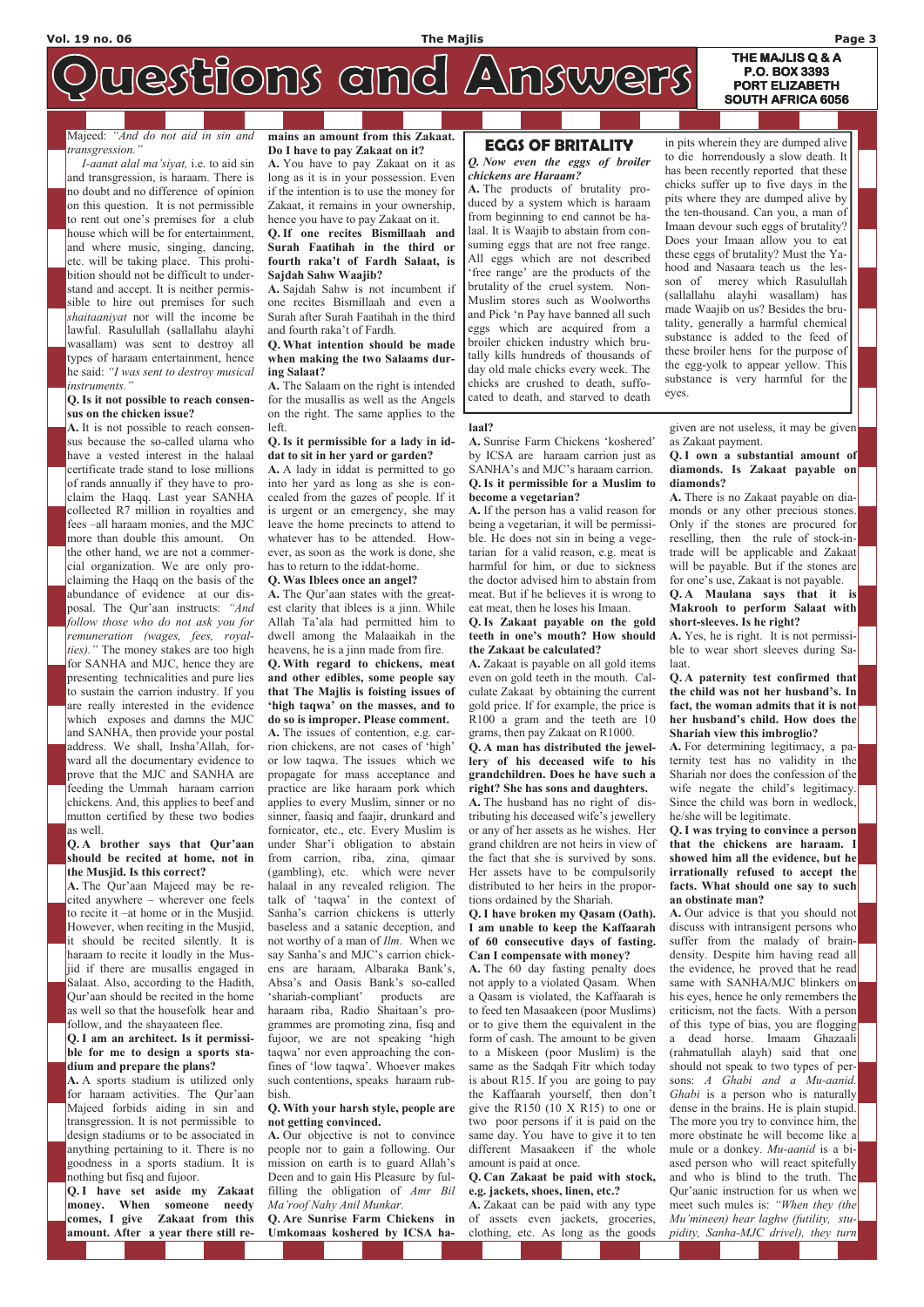# Questions and Answers

THE MAJLIS Q & A
P.O. BOX 3393
PORT ELIZABETH
SOUTH AFRICA 6056

Majeed: *"And do not aid in sin and transgression."*

*I-aanat alal ma'siyat,* i.e. to aid sin and transgression, is haraam. There is no doubt and no difference of opinion on this question. It is not permissible to rent out one's premises for a club house which will be for entertainment, and where music, singing, dancing, etc. will be taking place. This prohibition should not be difficult to understand and accept. It is neither permissible to hire out premises for such *shaitaaniyat* nor will the income be lawful. Rasulullah (sallallahu alayhi wasallam) was sent to destroy all types of haraam entertainment, hence he said: *"I was sent to destroy musical instruments."*

**Q. Is it not possible to reach consensus on the chicken issue?**

**A.** It is not possible to reach consensus because the so-called ulama who have a vested interest in the halaal certificate trade stand to lose millions of rands annually if they have to proclaim the Haqq. Last year SANHA collected R7 million in royalties and fees –all haraam monies, and the MJC more than double this amount. On the other hand, we are not a commercial organization. We are only proclaiming the Haqq on the basis of the abundance of evidence at our disposal. The Qur'aan instructs: *"And follow those who do not ask you for remuneration (wages, fees, royalties)."* The money stakes are too high for SANHA and MJC, hence they are presenting technicalities and pure lies to sustain the carrion industry. If you are really interested in the evidence which exposes and damns the MJC and SANHA, then provide your postal address. We shall, Insha'Allah, forward all the documentary evidence to prove that the MJC and SANHA are feeding the Ummah haraam carrion chickens. And, this applies to beef and mutton certified by these two bodies as well.

**Q. A brother says that Qur'aan should be recited at home, not in the Musjid. Is this correct?**

**A.** The Qur'aan Majeed may be recited anywhere – wherever one feels to recite it –at home or in the Musjid. However, when reciting in the Musjid, it should be recited silently. It is haraam to recite it loudly in the Musjid if there are musallis engaged in Salaat. Also, according to the Hadith, Qur'aan should be recited in the home as well so that the housefolk hear and follow, and the shayaateen flee.

**Q. I am an architect. Is it permissible for me to design a sports stadium and prepare the plans?**

**A.** A sports stadium is utilized only for haraam activities. The Qur'aan Majeed forbids aiding in sin and transgression. It is not permissible to design stadiums or to be associated in anything pertaining to it. There is no goodness in a sports stadium. It is nothing but fisq and fujoor.

**Q. I have set aside my Zakaat money. When someone needy comes, I give Zakaat from this amount. After a year there still remains an amount from this Zakaat. Do I have to pay Zakaat on it?**

**A.** You have to pay Zakaat on it as long as it is in your possession. Even if the intention is to use the money for Zakaat, it remains in your ownership, hence you have to pay Zakaat on it.

**Q. If one recites Bismillaah and Surah Faatihah in the third or fourth raka't of Fardh Salaat, is Sajdah Sahw Waajib?**

**A.** Sajdah Sahw is not incumbent if one recites Bismillaah and even a Surah after Surah Faatihah in the third and fourth raka't of Fardh.

**Q. What intention should be made when making the two Salaams during Salaat?**

**A.** The Salaam on the right is intended for the musallis as well as the Angels on the right. The same applies to the left.

**Q. Is it permissible for a lady in iddat to sit in her yard or garden?**

**A.** A lady in iddat is permitted to go into her yard as long as she is concealed from the gazes of people. If it is urgent or an emergency, she may leave the home precincts to attend to whatever has to be attended. However, as soon as the work is done, she has to return to the iddat-home.

**Q. Was Iblees once an angel?**

**A.** The Qur'aan states with the greatest clarity that iblees is a jinn. While Allah Ta'ala had permitted him to dwell among the Malaaikah in the heavens, he is a jinn made from fire.

**Q. With regard to chickens, meat and other edibles, some people say that The Majlis is foisting issues of 'high taqwa' on the masses, and to do so is improper. Please comment.**

**A.** The issues of contention, e.g. carrion chickens, are not cases of 'high' or low taqwa. The issues which we propagate for mass acceptance and practice are like haraam pork which applies to every Muslim, sinner or no sinner, faasiq and faajir, drunkard and fornicator, etc., etc. Every Muslim is under Shar'i obligation to abstain from carrion, riba, zina, qimaar (gambling), etc. which were never halaal in any revealed religion. The talk of 'taqwa' in the context of Sanha's carrion chickens is utterly baseless and a satanic deception, and not worthy of a man of *Ilm*. When we say Sanha's and MJC's carrion chickens are haraam, Albaraka Bank's, Absa's and Oasis Bank's so-called 'shariah-compliant' products are haraam riba, Radio Shaitaan's programmes are promoting zina, fisq and fujoor, we are not speaking 'high taqwa' nor even approaching the confines of 'low taqwa'. Whoever makes such contentions, speaks haraam rubbish.

**Q. With your harsh style, people are not getting convinced.**

**A.** Our objective is not to convince people nor to gain a following. Our mission on earth is to guard Allah's Deen and to gain His Pleasure by fulfilling the obligation of *Amr Bil Ma'roof Nahy Anil Munkar.*

## EGGS OF BRITALITY

***Q. Now even the eggs of broiler chickens are Haraam?***

**A.** The products of brutality produced by a system which is haraam from beginning to end cannot be halaal. It is Waajib to abstain from consuming eggs that are not free range. All eggs which are not described 'free range' are the products of the brutality of the cruel system. Non-Muslim stores such as Woolworths and Pick 'n Pay have banned all such eggs which are acquired from a broiler chicken industry which brutally kills hundreds of thousands of day old male chicks every week. The chicks are crushed to death, suffocated to death, and starved to death in pits wherein they are dumped alive to die horrendously a slow death. It has been recently reported that these chicks suffer up to five days in the pits where they are dumped alive by the ten-thousand. Can you, a man of Imaan devour such eggs of brutality? Does your Imaan allow you to eat these eggs of brutality? Must the Yahood and Nasaara teach us the lesson of mercy which Rasulullah (sallallahu alayhi wasallam) has made Waajib on us? Besides the brutality, generally a harmful chemical substance is added to the feed of these broiler hens for the purpose of the egg-yolk to appear yellow. This substance is very harmful for the eyes.

**Q. Are Sunrise Farm Chickens in Umkomaas koshered by ICSA halaal?**

**A.** Sunrise Farm Chickens 'koshered' by ICSA are haraam carrion just as SANHA's and MJC's haraam carrion.

**Q. Is it permissible for a Muslim to become a vegetarian?**

**A.** If the person has a valid reason for being a vegetarian, it will be permissible. He does not sin in being a vegetarian for a valid reason, e.g. meat is harmful for him, or due to sickness the doctor advised him to abstain from meat. But if he believes it is wrong to eat meat, then he loses his Imaan.

**Q. Is Zakaat payable on the gold teeth in one's mouth? How should the Zakaat be calculated?**

**A.** Zakaat is payable on all gold items even on gold teeth in the mouth. Calculate Zakaat by obtaining the current gold price. If for example, the price is R100 a gram and the teeth are 10 grams, then pay Zakaat on R1000.

**Q. A man has distributed the jewellery of his deceased wife to his grandchildren. Does he have such a right? She has sons and daughters.**

**A.** The husband has no right of distributing his deceased wife's jewellery or any of her assets as he wishes. Her grand children are not heirs in view of the fact that she is survived by sons. Her assets have to be compulsorily distributed to her heirs in the proportions ordained by the Shariah.

**Q. I have broken my Qasam (Oath). I am unable to keep the Kaffaarah of 60 consecutive days of fasting. Can I compensate with money?**

**A.** The 60 day fasting penalty does not apply to a violated Qasam. When a Qasam is violated, the Kaffaarah is to feed ten Masaakeen (poor Muslims) or to give them the equivalent in the form of cash. The amount to be given to a Miskeen (poor Muslim) is the same as the Sadqah Fitr which today is about R15. If you are going to pay the Kaffaarah yourself, then don't give the R150 (10 X R15) to one or two poor persons if it is paid on the same day. You have to give it to ten different Masaakeen if the whole amount is paid at once.

**Q. Can Zakaat be paid with stock, e.g. jackets, shoes, linen, etc.?**

**A.** Zakaat can be paid with any type of assets even jackets, groceries, clothing, etc. As long as the goods given are not useless, it may be given as Zakaat payment.

**Q. I own a substantial amount of diamonds. Is Zakaat payable on diamonds?**

**A.** There is no Zakaat payable on diamonds or any other precious stones. Only if the stones are procured for reselling, then the rule of stock-in-trade will be applicable and Zakaat will be payable. But if the stones are for one's use, Zakaat is not payable.

**Q. A Maulana says that it is Makrooh to perform Salaat with short-sleeves. Is he right?**

**A.** Yes, he is right. It is not permissible to wear short sleeves during Salaat.

**Q. A paternity test confirmed that the child was not her husband's. In fact, the woman admits that it is not her husband's child. How does the Shariah view this imbroglio?**

**A.** For determining legitimacy, a paternity test has no validity in the Shariah nor does the confession of the wife negate the child's legitimacy. Since the child was born in wedlock, he/she will be legitimate.

**Q. I was trying to convince a person that the chickens are haraam. I showed him all the evidence, but he irrationally refused to accept the facts. What should one say to such an obstinate man?**

**A.** Our advice is that you should not discuss with intransigent persons who suffer from the malady of brain-density. Despite him having read all the evidence, he proved that he read same with SANHA/MJC blinkers on his eyes, hence he only remembers the criticism, not the facts. With a person of this type of bias, you are flogging a dead horse. Imaam Ghazaali (rahmatullah alayh) said that one should not speak to two types of persons: *A Ghabi and a Mu-aanid. Ghabi* is a person who is naturally dense in the brains. He is plain stupid. The more you try to convince him, the more obstinate he will become like a mule or a donkey. *Mu-aanid* is a biased person who will react spitefully and who is blind to the truth. The Qur'aanic instruction for us when we meet such mules is: *"When they (the Mu'mineen) hear laghw (futility, stupidity, Sanha-MJC drivel), they turn*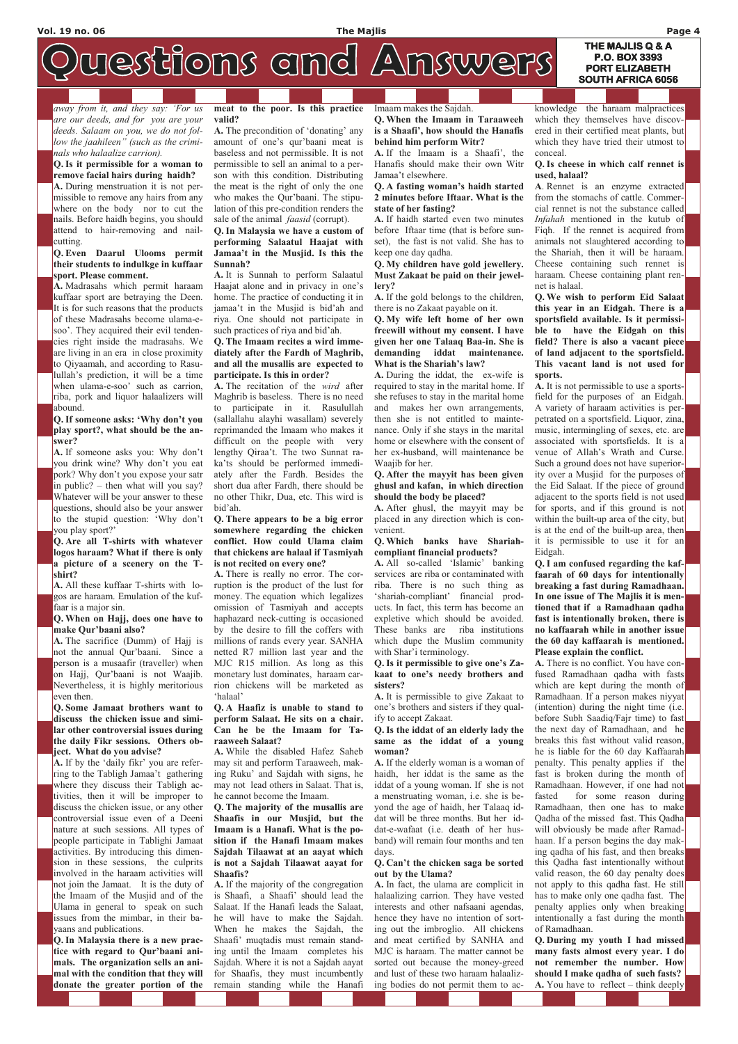# Questions and Answers

**THE MAJLIS Q & A**
**P.O. BOX 3393**
**PORT ELIZABETH**
**SOUTH AFRICA 6056**

*away from it, and they say: 'For us are our deeds, and for you are your deeds. Salaam on you, we do not follow the jaahileen" (such as the criminals who halaalize carrion).*

**Q. Is it permissible for a woman to remove facial hairs during haidh?**

**A.** During menstruation it is not permissible to remove any hairs from any where on the body nor to cut the nails. Before haidh begins, you should attend to hair-removing and nail-cutting.

**Q. Even Daarul Ulooms permit their students to indulkge in kuffaar sport. Please comment.**

**A.** Madrasahs which permit haraam kuffaar sport are betraying the Deen. It is for such reasons that the products of these Madrasahs become ulama-e-soo'. They acquired their evil tendencies right inside the madrasahs. We are living in an era in close proximity to Qiyaamah, and according to Rasulullah's prediction, it will be a time when ulama-e-soo' such as carrion, riba, pork and liquor halaalizers will abound.

**Q. If someone asks: 'Why don't you play sport?, what should be the answer?**

**A.** If someone asks you: Why don't you drink wine? Why don't you eat pork? Why don't you expose your satr in public? – then what will you say? Whatever will be your answer to these questions, should also be your answer to the stupid question: 'Why don't you play sport?'

**Q. Are all T-shirts with whatever logos haraam? What if there is only a picture of a scenery on the T-shirt?**

**A.** All these kuffaar T-shirts with logos are haraam. Emulation of the kuffaar is a major sin.

**Q. When on Hajj, does one have to make Qur'baani also?**

**A.** The sacrifice (Dumm) of Hajj is not the annual Qur'baani. Since a person is a musaafir (traveller) when on Hajj, Qur'baani is not Waajib. Nevertheless, it is highly meritorious even then.

**Q. Some Jamaat brothers want to discuss the chicken issue and similar other controversial issues during the daily Fikr sessions. Others object. What do you advise?**

**A.** If by the 'daily fikr' you are referring to the Tabligh Jamaa't gathering where they discuss their Tabligh activities, then it will be improper to discuss the chicken issue, or any other controversial issue even of a Deeni nature at such sessions. All types of people participate in Tablighi Jamaat activities. By introducing this dimension in these sessions, the culprits involved in the haraam activities will not join the Jamaat. It is the duty of the Imaam of the Musjid and of the Ulama in general to speak on such issues from the mimbar, in their bayaans and publications.

**Q. In Malaysia there is a new practice with regard to Qur'baani animals. The organization sells an animal with the condition that they will donate the greater portion of the meat to the poor. Is this practice valid?**

**A.** The precondition of 'donating' any amount of one's qur'baani meat is baseless and not permissible. It is not permissible to sell an animal to a person with this condition. Distributing the meat is the right of only the one who makes the Qur'baani. The stipulation of this pre-condition renders the sale of the animal *faasid* (corrupt).

**Q. In Malaysia we have a custom of performing Salaatul Haajat with Jamaa't in the Musjid. Is this the Sunnah?**

**A.** It is Sunnah to perform Salaatul Haajat alone and in privacy in one's home. The practice of conducting it in jamaa't in the Musjid is bid'ah and riya. One should not participate in such practices of riya and bid'ah.

**Q. The Imaam recites a wird immediately after the Fardh of Maghrib, and all the musallis are expected to participate. Is this in order?**

**A.** The recitation of the *wird* after Maghrib is baseless. There is no need to participate in it. Rasulullah (sallallahu alayhi wasallam) severely reprimanded the Imaam who makes it difficult on the people with very lengthy Qiraa't. The two Sunnat raka'ts should be performed immediately after the Fardh. Besides the short dua after Fardh, there should be no other Thikr, Dua, etc. This wird is bid'ah.

**Q. There appears to be a big error somewhere regarding the chicken conflict. How could Ulama claim that chickens are halaal if Tasmiyah is not recited on every one?**

**A.** There is really no error. The corruption is the product of the lust for money. The equation which legalizes omission of Tasmiyah and accepts haphazard neck-cutting is occasioned by the desire to fill the coffers with millions of rands every year. SANHA netted R7 million last year and the MJC R15 million. As long as this monetary lust dominates, haraam carrion chickens will be marketed as 'halaal'

**Q. A Haafiz is unable to stand to perform Salaat. He sits on a chair. Can he be the Imaam for Taraaweeh Salaat?**

**A.** While the disabled Hafez Saheb may sit and perform Taraaweeh, making Ruku' and Sajdah with signs, he may not lead others in Salaat. That is, he cannot become the Imaam.

**Q. The majority of the musallis are Shaafis in our Musjid, but the Imaam is a Hanafi. What is the position if the Hanafi Imaam makes Sajdah Tilaawat at an aayat which is not a Sajdah Tilaawat aayat for Shaafis?**

**A.** If the majority of the congregation is Shaafi, a Shaafi' should lead the Salaat. If the Hanafi leads the Salaat, he will have to make the Sajdah. When he makes the Sajdah, the Shaafi' muqtadis must remain standing until the Imaam completes his Sajdah. Where it is not a Sajdah aayat for Shaafis, they must incumbently remain standing while the Hanafi Imaam makes the Sajdah.

**Q. When the Imaam in Taraaweeh is a Shaafi', how should the Hanafis behind him perform Witr?**

**A.** If the Imaam is a Shaafi', the Hanafis should make their own Witr Jamaa't elsewhere.

**Q. A fasting woman's haidh started 2 minutes before Iftaar. What is the state of her fasting?**

**A.** If haidh started even two minutes before Iftaar time (that is before sunset), the fast is not valid. She has to keep one day qadha.

**Q. My children have gold jewellery. Must Zakaat be paid on their jewellery?**

**A.** If the gold belongs to the children, there is no Zakaat payable on it.

**Q. My wife left home of her own freewill without my consent. I have given her one Talaaq Baa-in. She is demanding iddat maintenance. What is the Shariah's law?**

**A.** During the iddat, the ex-wife is required to stay in the marital home. If she refuses to stay in the marital home and makes her own arrangements, then she is not entitled to maintenance. Only if she stays in the marital home or elsewhere with the consent of her ex-husband, will maintenance be Waajib for her.

**Q. After the mayyit has been given ghusl and kafan, in which direction should the body be placed?**

**A.** After ghusl, the mayyit may be placed in any direction which is convenient.

**Q. Which banks have Shariah-compliant financial products?**

**A.** All so-called 'Islamic' banking services are riba or contaminated with riba. There is no such thing as 'shariah-compliant' financial products. In fact, this term has become an expletive which should be avoided. These banks are riba institutions which dupe the Muslim community with Shar'i terminology.

**Q. Is it permissible to give one's Zakaat to one's needy brothers and sisters?**

**A.** It is permissible to give Zakaat to one's brothers and sisters if they qualify to accept Zakaat.

**Q. Is the iddat of an elderly lady the same as the iddat of a young woman?**

**A.** If the elderly woman is a woman of haidh, her iddat is the same as the iddat of a young woman. If she is not a menstruating woman, i.e. she is beyond the age of haidh, her Talaaq iddat will be three months. But her iddat-e-wafaat (i.e. death of her husband) will remain four months and ten days.

**Q. Can't the chicken saga be sorted out by the Ulama?**

**A.** In fact, the ulama are complicit in halaalizing carrion. They have vested interests and other nafsaani agendas, hence they have no intention of sorting out the imbroglio. All chickens and meat certified by SANHA and MJC is haraam. The matter cannot be sorted out because the money-greed and lust of these two haraam halaalizing bodies do not permit them to acknowledge the haraam malpractices which they themselves have discovered in their certified meat plants, but which they have tried their utmost to conceal.

**Q. Is cheese in which calf rennet is used, halaal?**

**A**. Rennet is an enzyme extracted from the stomachs of cattle. Commercial rennet is not the substance called *Infahah* mentioned in the kutub of Fiqh. If the rennet is acquired from animals not slaughtered according to the Shariah, then it will be haraam. Cheese containing such rennet is haraam. Cheese containing plant rennet is halaal.

**Q. We wish to perform Eid Salaat this year in an Eidgah. There is a sportsfield available. Is it permissible to have the Eidgah on this field? There is also a vacant piece of land adjacent to the sportsfield. This vacant land is not used for sports.**

**A.** It is not permissible to use a sportsfield for the purposes of an Eidgah. A variety of haraam activities is perpetrated on a sportsfield. Liquor, zina, music, intermingling of sexes, etc. are associated with sportsfields. It is a venue of Allah's Wrath and Curse. Such a ground does not have superiority over a Musjid for the purposes of the Eid Salaat. If the piece of ground adjacent to the sports field is not used for sports, and if this ground is not within the built-up area of the city, but is at the end of the built-up area, then it is permissible to use it for an Eidgah.

**Q. I am confused regarding the kaffaarah of 60 days for intentionally breaking a fast during Ramadhaan. In one issue of The Majlis it is mentioned that if a Ramadhaan qadha fast is intentionally broken, there is no kaffaarah while in another issue the 60 day kaffaarah is mentioned. Please explain the conflict.**

**A.** There is no conflict. You have confused Ramadhaan qadha with fasts which are kept during the month of Ramadhaan. If a person makes niyyat (intention) during the night time (i.e. before Subh Saadiq/Fajr time) to fast the next day of Ramadhaan, and he breaks this fast without valid reason, he is liable for the 60 day Kaffaarah penalty. This penalty applies if the fast is broken during the month of Ramadhaan. However, if one had not fasted for some reason during Ramadhaan, then one has to make Qadha of the missed fast. This Qadha will obviously be made after Ramadhaan. If a person begins the day making qadha of his fast, and then breaks this Qadha fast intentionally without valid reason, the 60 day penalty does not apply to this qadha fast. He still has to make only one qadha fast. The penalty applies only when breaking intentionally a fast during the month of Ramadhaan.

**Q. During my youth I had missed many fasts almost every year. I do not remember the number. How should I make qadha of such fasts?**

**A.** You have to reflect – think deeply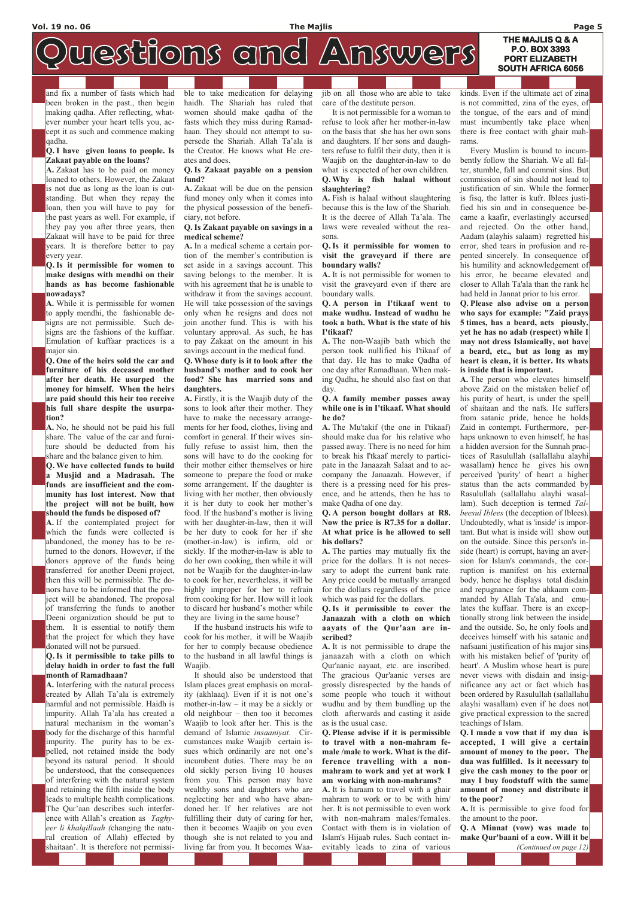# Questions and Answers

THE MAJLIS Q & A
P.O. BOX 3393
PORT ELIZABETH
SOUTH AFRICA 6056

and fix a number of fasts which had been broken in the past., then begin making qadha. After reflecting, whatever number your heart tells you, accept it as such and commence making qadha.

**Q. I have given loans to people. Is Zakaat payable on the loans?**

**A.** Zakaat has to be paid on money loaned to others. However, the Zakaat is not due as long as the loan is outstanding. But when they repay the loan, then you will have to pay for the past years as well. For example, if they pay you after three years, then Zakaat will have to be paid for three years. It is therefore better to pay every year.

**Q. Is it permissible for women to make designs with mendhi on their hands as has become fashionable nowadays?**

**A.** While it is permissible for women to apply mendhi, the fashionable designs are not permissible. Such designs are the fashions of the kuffaar. Emulation of kuffaar practices is a major sin.

**Q. One of the heirs sold the car and furniture of his deceased mother after her death. He usurped the money for himself. When the heirs are paid should this heir too receive his full share despite the usurpation?**

**A.** No, he should not be paid his full share. The value of the car and furniture should be deducted from his share and the balance given to him.

**Q. We have collected funds to build a Musjid and a Madrasah. The funds are insufficient and the community has lost interest. Now that the project will not be built, how should the funds be disposed of?**

**A.** If the contemplated project for which the funds were collected is abandoned, the money has to be returned to the donors. However, if the donors approve of the funds being transferred for another Deeni project, then this will be permissible. The donors have to be informed that the project will be abandoned. The proposal of transferring the funds to another Deeni organization should be put to them. It is essential to notify them that the project for which they have donated will not be pursued.

**Q. Is it permissible to take pills to delay haidh in order to fast the full month of Ramadhaan?**

**A.** Interfering with the natural process created by Allah Ta'ala is extremely harmful and not permissible. Haidh is impurity. Allah Ta'ala has created a natural mechanism in the woman's body for the discharge of this harmful impurity. The purity has to be expelled, not retained inside the body beyond its natural period. It should be understood, that the consequences of interfering with the natural system and retaining the filth inside the body leads to multiple health complications. The Qur'an describes such interference with Allah's creation as *Taghyeer li khalqillaah (*changing the natural creation of Allah) effected by shaitaan'. It is therefore not permissible to take medication for delaying haidh. The Shariah has ruled that women should make qadha of the fasts which they miss during Ramadhaan. They should not attempt to supersede the Shariah. Allah Ta'ala is the Creator. He knows what He creates and does.

**Q. Is Zakaat payable on a pension fund?**

**A.** Zakaat will be due on the pension fund money only when it comes into the physical possession of the beneficiary, not before.

**Q. Is Zakaat payable on savings in a medical scheme?**

**A.** In a medical scheme a certain portion of the member's contribution is set aside in a savings account. This saving belongs to the member. It is with his agreement that he is unable to withdraw it from the savings account. He will take possession of the savings only when he resigns and does not join another fund. This is with his voluntary approval. As such, he has to pay Zakaat on the amount in his savings account in the medical fund.

**Q. Whose duty is it to look after the husband's mother and to cook her food? She has married sons and daughters.**

**A.** Firstly, it is the Waajib duty of the sons to look after their mother. They have to make the necessary arrangements for her food, clothes, living and comfort in general. If their wives sinfully refuse to assist him, then the sons will have to do the cooking for their mother either themselves or hire someone to prepare the food or make some arrangement. If the daughter is living with her mother, then obviously it is her duty to cook her mother's food. If the husband's mother is living with her daughter-in-law, then it will be her duty to cook for her if she (mother-in-law) is infirm, old or sickly. If the mother-in-law is able to do her own cooking, then while it will not be Waajib for the daughter-in-law to cook for her, nevertheless, it will be highly improper for her to refrain from cooking for her. How will it look to discard her husband's mother while they are living in the same house?

If the husband instructs his wife to cook for his mother, it will be Waajib for her to comply because obedience to the husband in all lawful things is Waajib.

It should also be understood that Islam places great emphasis on morality (akhlaaq). Even if it is not one's mother-in-law – it may be a sickly or old neighbour – then too it becomes Waajib to look after her. This is the demand of Islamic *insaaniyat*. Circumstances make Waajib certain issues which ordinarily are not one's incumbent duties. There may be an old sickly person living 10 houses from you. This person may have wealthy sons and daughters who are neglecting her and who have abandoned her. If her relatives are not fulfilling their duty of caring for her, then it becomes Waajib on you even though she is not related to you and living far from you. It becomes Waajib on all those who are able to take care of the destitute person.

It is not permissible for a woman to refuse to look after her mother-in-law on the basis that she has her own sons and daughters. If her sons and daughters refuse to fulfil their duty, then it is Waajib on the daughter-in-law to do what is expected of her own children.

**Q. Why is fish halaal without slaughtering?**

**A.** Fish is halaal without slaughtering because this is the law of the Shariah. It is the decree of Allah Ta'ala. The laws were revealed without the reasons.

**Q. Is it permissible for women to visit the graveyard if there are boundary walls?**

**A.** It is not permissible for women to visit the graveyard even if there are boundary walls.

**Q. A person in I'tikaaf went to make wudhu. Instead of wudhu he took a bath. What is the state of his I'tikaaf?**

**A.** The non-Waajib bath which the person took nullified his I'tikaaf of that day. He has to make Qadha of one day after Ramadhaan. When making Qadha, he should also fast on that day.

**Q. A family member passes away while one is in I'tikaaf. What should he do?**

**A.** The Mu'takif (the one in I'tikaaf) should make dua for his relative who passed away. There is no need for him to break his I'tkaaf merely to participate in the Janaazah Salaat and to accompany the Janaazah. However, if there is a pressing need for his presence, and he attends, then he has to make Qadha of one day.

**Q. A person bought dollars at R8. Now the price is R7.35 for a dollar. At what price is he allowed to sell his dollars?**

**A.** The parties may mutually fix the price for the dollars. It is not necessary to adopt the current bank rate. Any price could be mutually arranged for the dollars regardless of the price which was paid for the dollars.

**Q. Is it permissible to cover the Janaazah with a cloth on which aayats of the Qur'aan are inscribed?**

**A.** It is not permissible to drape the janaazah with a cloth on which Qur'aanic aayaat, etc. are inscribed. The gracious Qur'aanic verses are grossly disrespected by the hands of some people who touch it without wudhu and by them bundling up the cloth afterwards and casting it aside as is the usual case.

**Q. Please advise if it is permissible to travel with a non-mahram female /male to work. What is the difference travelling with a non-mahram to work and yet at work I am working with non-mahrams?**

**A.** It is haraam to travel with a ghair mahram to work or to be with him/ her. It is not permissible to even work with non-mahram males/females. Contact with them is in violation of Islam's Hijaab rules. Such contact inevitably leads to zina of various kinds. Even if the ultimate act of zina is not committed, zina of the eyes, of the tongue, of the ears and of mind must incumbently take place when there is free contact with ghair mahrams.

Every Muslim is bound to incumbently follow the Shariah. We all falter, stumble, fall and commit sins. But commission of sin should not lead to justification of sin. While the former is fisq, the latter is kufr. Iblees justified his sin and in consequence became a kaafir, everlastingly accursed and rejected. On the other hand, Aadam (alayhis salaam) regretted his error, shed tears in profusion and repented sincerely. In consequence of his humility and acknowledgement of his error, he became elevated and closer to Allah Ta'ala than the rank he had held in Jannat prior to his error.

**Q. Please also advise on a person who says for example: "Zaid prays 5 times, has a beard, acts piously, yet he has no adab (respect) while I may not dress Islamically, not have a beard, etc., but as long as my heart is clean, it is better. Its whats is inside that is important.**

**A.** The person who elevates himself above Zaid on the mistaken belief of his purity of heart, is under the spell of shaitaan and the nafs. He suffers from satanic pride, hence he holds Zaid in contempt. Furthermore, perhaps unknown to even himself, he has a hidden aversion for the Sunnah practices of Rasulullah (sallallahu alayhi wasallam) hence he gives his own perceived 'purity' of heart a higher status than the acts commanded by Rasulullah (sallallahu alayhi wasallam). Such deception is termed *Talbeesul Iblees* (the deception of Iblees). Undoubtedly, what is 'inside' is important. But what is inside will show out on the outside. Since this person's inside (heart) is corrupt, having an aversion for Islam's commands, the corruption is manifest on his external body, hence he displays total disdain and repugnance for the ahkaam commanded by Allah Ta'ala, and emulates the kuffaar. There is an exceptionally strong link between the inside and the outside. So, he only fools and deceives himself with his satanic and nafsaani justification of his major sins with his mistaken belief of 'purity of heart'. A Muslim whose heart is pure never views with disdain and insignificance any act or fact which has been ordered by Rasulullah (sallallahu alayhi wasallam) even if he does not give practical expression to the sacred teachings of Islam.

**Q. I made a vow that if my dua is accepted, I will give a certain amount of money to the poor. The dua was fulfilled. Is it necessary to give the cash money to the poor or may I buy foodstuff with the same amount of money and distribute it to the poor?**

**A.** It is permissible to give food for the amount to the poor.

**Q. A Minnat (vow) was made to make Qur'baani of a cow. Will it be**

*(Continued on page 12)*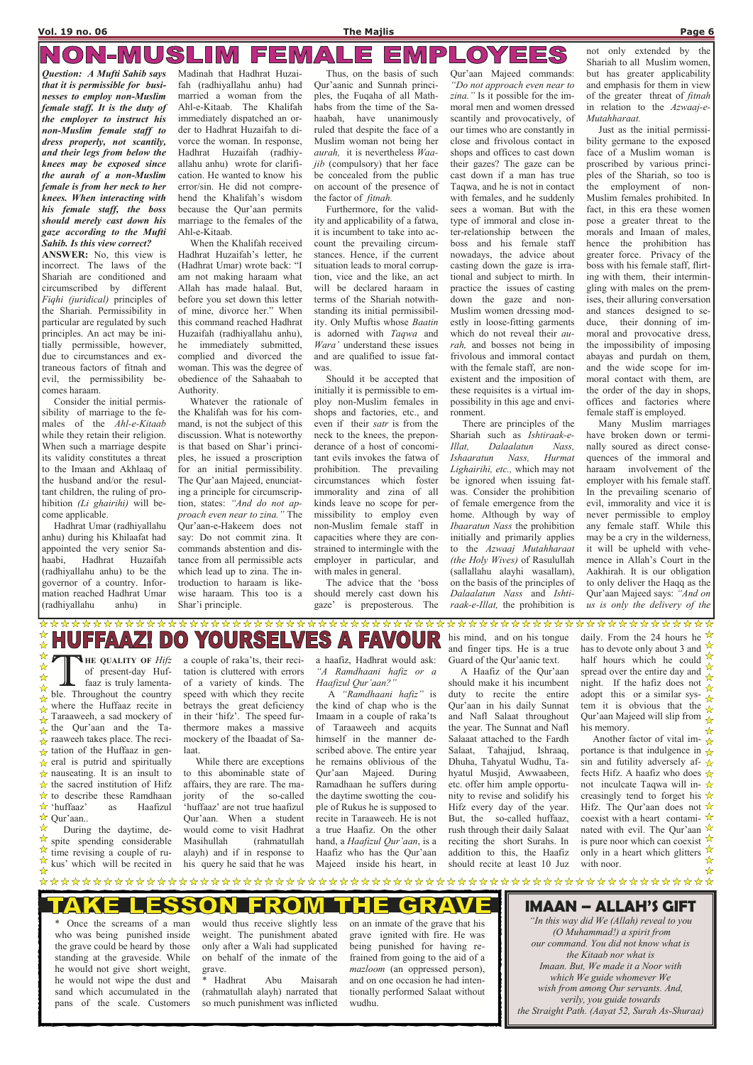# NON-MUSLIM FEMALE EMPLOYEES

***Question: A Mufti Sahib says that it is permissible for businesses to employ non-Muslim female staff. It is the duty of the employer to instruct his non-Muslim female staff to dress properly, not scantily, and their legs from below the knees may be exposed since the aurah of a non-Muslim female is from her neck to her knees. When interacting with his female staff, the boss should merely cast down his gaze according to the Mufti Sahib. Is this view correct?***

**ANSWER:** No, this view is incorrect. The laws of the Shariah are conditioned and circumscribed by different *Fiqhi (juridical)* principles of the Shariah. Permissibility in particular are regulated by such principles. An act may be initially permissible, however, due to circumstances and extraneous factors of fitnah and evil, the permissibility becomes haraam.

Consider the initial permissibility of marriage to the females of the *Ahl-e-Kitaab* while they retain their religion. When such a marriage despite its validity constitutes a threat to the Imaan and Akhlaaq of the husband and/or the resultant children, the ruling of prohibition *(Li ghairihi)* will become applicable.

Hadhrat Umar (radhiyallahu anhu) during his Khilaafat had appointed the very senior Sahaabi, Hadhrat Huzaifah (radhiyallahu anhu) to be the governor of a country. Information reached Hadhrat Umar (radhiyallahu anhu) in Madinah that Hadhrat Huzaifah (radhiyallahu anhu) had married a woman from the Ahl-e-Kitaab. The Khalifah immediately dispatched an order to Hadhrat Huzaifah to divorce the woman. In response, Hadhrat Huzaifah (radhiyallahu anhu) wrote for clarification. He wanted to know his error/sin. He did not comprehend the Khalifah's wisdom because the Qur'aan permits marriage to the females of the Ahl-e-Kitaab.

When the Khalifah received Hadhrat Huzaifah's letter, he (Hadhrat Umar) wrote back: "I am not making haraam what Allah has made halaal. But, before you set down this letter of mine, divorce her." When this command reached Hadhrat Huzaifah (radhiyallahu anhu), he immediately submitted, complied and divorced the woman. This was the degree of obedience of the Sahaabah to Authority.

Whatever the rationale of the Khalifah was for his command, is not the subject of this discussion. What is noteworthy is that based on Shar'i principles, he issued a proscription for an initial permissibility. The Qur'aan Majeed, enunciating a principle for circumscription, states: *"And do not approach even near to zina."* The Qur'aan-e-Hakeem does not say: Do not commit zina. It commands abstention and distance from all permissible acts which lead up to zina. The introduction to haraam is likewise haraam. This too is a Shar'i principle.

Thus, on the basis of such Qur'aanic and Sunnah principles, the Fuqaha of all Mathhabs from the time of the Sahaabah, have unanimously ruled that despite the face of a Muslim woman not being her *aurah,* it is nevertheless *Waajib* (compulsory) that her face be concealed from the public on account of the presence of the factor of *fitnah.*

Furthermore, for the validity and applicability of a fatwa, it is incumbent to take into account the prevailing circumstances. Hence, if the current situation leads to moral corruption, vice and the like, an act will be declared haraam in terms of the Shariah notwithstanding its initial permissibility. Only Muftis whose *Baatin* is adorned with *Taqwa* and *Wara'* understand these issues and are qualified to issue fatwa.

Should it be accepted that initially it is permissible to employ non-Muslim females in shops and factories, etc., and even if their *satr* is from the neck to the knees, the preponderance of a host of concomitant evils invokes the fatwa of prohibition. The prevailing circumstances which foster immorality and zina of all kinds leave no scope for permissibility to employ even non-Muslim female staff in capacities where they are constrained to intermingle with the employer in particular, and with males in general.

The advice that the 'boss should merely cast down his gaze' is preposterous. The Qur'aan Majeed commands: *"Do not approach even near to zina."* Is it possible for the immoral men and women dressed scantily and provocatively, of our times who are constantly in close and frivolous contact in shops and offices to cast down their gazes? The gaze can be cast down if a man has true Taqwa, and he is not in contact with females, and he suddenly sees a woman. But with the type of immoral and close inter-relationship between the boss and his female staff nowadays, the advice about casting down the gaze is irrational and subject to mirth. In practice the issues of casting down the gaze and non-Muslim women dressing modestly in loose-fitting garments which do not reveal their *aurah,* and bosses not being in frivolous and immoral contact with the female staff, are non-existent and the imposition of these requisites is a virtual impossibility in this age and environment.

There are principles of the Shariah such as *Ishtiraak-e-Illat, Dalaalatun Nass, Ishaaratun Nass, Hurmat Lighairihi, etc.,* which may not be ignored when issuing fatwas. Consider the prohibition of female emergence from the home. Although by way of *Ibaaratun Nass* the prohibition initially and primarily applies to the *Azwaaj Mutahharaat (the Holy Wives)* of Rasulullah (sallallahu alayhi wasallam), on the basis of the principles of *Dalaalatun Nass* and *Ishtiraak-e-Illat,* the prohibition is not only extended by the Shariah to all Muslim women, but has greater applicability and emphasis for them in view of the greater threat of *fitnah* in relation to the *Azwaaj-e-Mutahharaat.*

Just as the initial permissibility germane to the exposed face of a Muslim woman is proscribed by various principles of the Shariah, so too is the employment of non-Muslim females prohibited. In fact, in this era these women pose a greater threat to the morals and Imaan of males, hence the prohibition has greater force. Privacy of the boss with his female staff, flirting with them, their intermingling with males on the premises, their alluring conversation and stances designed to seduce, their donning of immoral and provocative dress, the impossibility of imposing abayas and purdah on them, and the wide scope for immoral contact with them, are the order of the day in shops, offices and factories where female staff is employed.

Many Muslim marriages have broken down or terminally soured as direct consequences of the immoral and haraam involvement of the employer with his female staff. In the prevailing scenario of evil, immorality and vice it is never permissible to employ any female staff. While this may be a cry in the wilderness, it will be upheld with vehemence in Allah's Court in the Aakhirah. It is our obligation to only deliver the Haqq as the Qur'aan Majeed says: *"And on us is only the delivery of the*

# HUFFAAZ! DO YOURSELVES A FAVOUR

**THE QUALITY OF** *Hifz* of present-day Huffaaz is truly lamentable. Throughout the country where the Huffaaz recite in Taraaweeh, a sad mockery of the Qur'aan and the Taraaweeh takes place. The recitation of the Huffaaz in general is putrid and spiritually nauseating. It is an insult to the sacred institution of Hifz to describe these Ramdhaan 'huffaaz' as Haafizul Qur'aan..

During the daytime, despite spending considerable time revising a couple of rukus' which will be recited in a couple of raka'ts, their recitation is cluttered with errors of a variety of kinds. The speed with which they recite betrays the great deficiency in their 'hifz'. The speed furthermore makes a massive mockery of the Ibaadat of Salaat.

While there are exceptions to this abominable state of affairs, they are rare. The majority of the so-called 'huffaaz' are not true haafizul Qur'aan. When a student would come to visit Hadhrat Masihullah (rahmatullah alayh) and if in response to his query he said that he was a haafiz, Hadhrat would ask: *"A Ramdhaani hafiz or a Haafizul Qur'aan?"*

A *"Ramdhaani hafiz"* is the kind of chap who is the Imaam in a couple of raka'ts of Taraaweeh and acquits himself in the manner described above. The entire year he remains oblivious of the Qur'aan Majeed. During Ramadhaan he suffers during the daytime swotting the couple of Rukus he is supposed to recite in Taraaweeh. He is not a true Haafiz. On the other hand, a *Haafizul Qur'aan*, is a Haafiz who has the Qur'aan Majeed inside his heart, in his mind, and on his tongue and finger tips. He is a true Guard of the Qur'aanic text.

A Haafiz of the Qur'aan should make it his incumbent duty to recite the entire Qur'aan in his daily Sunnat and Nafl Salaat throughout the year. The Sunnat and Nafl Salaaat attached to the Fardh Salaat, Tahajjud, Ishraaq, Dhuha, Tahyatul Wudhu, Tahyatul Musjid, Awwaabeen, etc. offer him ample opportunity to revise and solidify his Hifz every day of the year. But, the so-called huffaaz, rush through their daily Salaat reciting the short Surahs. In addition to this, the Haafiz should recite at least 10 Juz daily. From the 24 hours he has to devote only about 3 and half hours which he could spread over the entire day and night. If the hafiz does not adopt this or a similar system it is obvious that the Qur'aan Majeed will slip from his memory.

Another factor of vital importance is that indulgence in sin and futility adversely affects Hifz. A haafiz who does not inculcate Taqwa will increasingly tend to forget his Hifz. The Qur'aan does not coexist with a heart contaminated with evil. The Qur'aan is pure noor which can coexist only in a heart which glitters with noor.

# TAKE LESSON FROM THE GRAVE

\* Once the screams of a man who was being punished inside the grave could be heard by those standing at the graveside. While he would not give short weight, he would not wipe the dust and sand which accumulated in the pans of the scale. Customers would thus receive slightly less weight. The punishment abated only after a Wali had supplicated on behalf of the inmate of the grave.

\* Hadhrat Abu Maisarah (rahmatullah alayh) narrated that so much punishment was inflicted on an inmate of the grave that his grave ignited with fire. He was being punished for having refrained from going to the aid of a *mazloom* (an oppressed person), and on one occasion he had intentionally performed Salaat without wudhu.

## IMAAN – ALLAH'S GIFT

*"In this way did We (Allah) reveal to you (O Muhammad!) a spirit from our command. You did not know what is the Kitaab nor what is Imaan. But, We made it a Noor with which We guide whomever We wish from among Our servants. And, verily, you guide towards the Straight Path. (Aayat 52, Surah As-Shuraa)*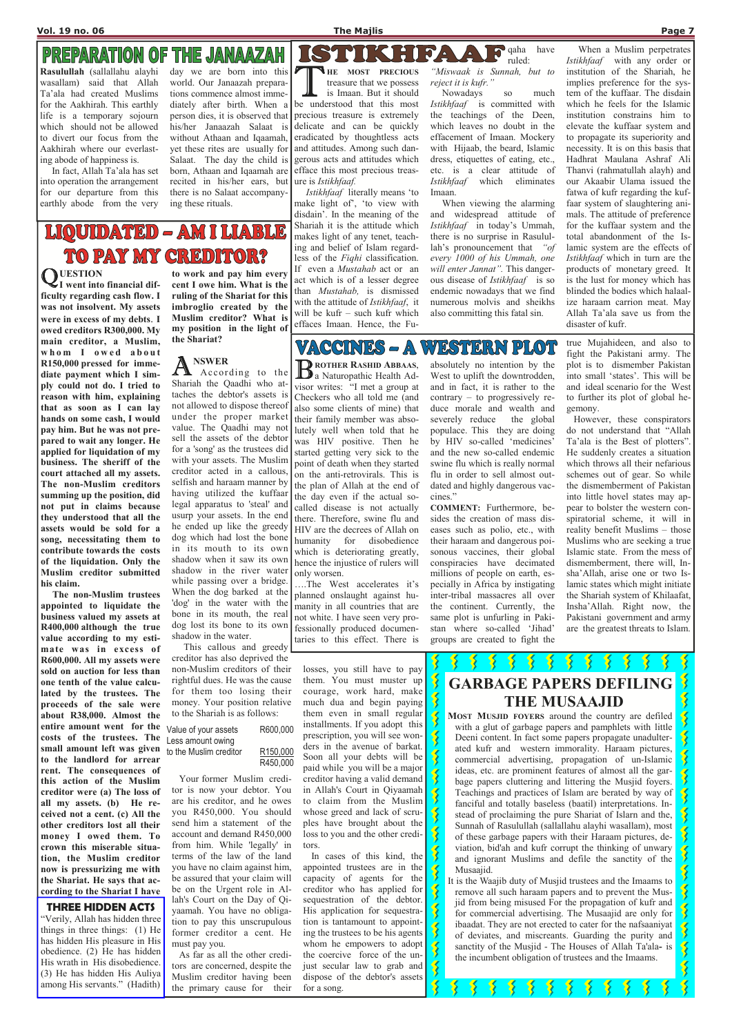# PREPARATION OF THE JANAAZAH

**Rasulullah** (sallallahu alayhi wasallam) said that Allah Ta'ala had created Muslims for the Aakhirah. This earthly life is a temporary sojourn which should not be allowed to divert our focus from the Aakhirah where our everlasting abode of happiness is.

In fact, Allah Ta'ala has set into operation the arrangement for our departure from this earthly abode from the very day we are born into this world. Our Janaazah preparations commence almost immediately after birth. When a person dies, it is observed that his/her Janaazah Salaat is without Athaan and Iqaamah, yet these rites are usually for Salaat. The day the child is born, Athaan and Iqaamah are recited in his/her ears, but there is no Salaat accompanying these rituals.

# LIQUIDATED – AM I LIABLE TO PAY MY CREDITOR?

**QUESTION**

**I went into financial difficulty regarding cash flow. I was not insolvent. My assets were in excess of my debts. I owed creditors R300,000. My main creditor, a Muslim, whom I owed about R150,000 pressed for immediate payment which I simply could not do. I tried to reason with him, explaining that as soon as I can lay hands on some cash, I would pay him. But he was not prepared to wait any longer. He applied for liquidation of my business. The sheriff of the court attached all my assets. The non-Muslim creditors summing up the position, did not put in claims because they understood that all the assets would be sold for a song, necessitating them to contribute towards the costs of the liquidation. Only the Muslim creditor submitted his claim.**

**The non-Muslim trustees appointed to liquidate the business valued my assets at R400,000 although the true value according to my estimate was in excess of R600,000. All my assets were sold on auction for less than one tenth of the value calculated by the trustees. The proceeds of the sale were about R38,000. Almost the entire amount went for the costs of the trustees. The small amount left was given to the landlord for arrear rent. The consequences of this action of the Muslim creditor were (a) The loss of all my assets. (b) He received not a cent. (c) All the other creditors lost all their money I owed them. To crown this miserable situation, the Muslim creditor now is pressurizing me with the Shariat. He says that according to the Shariat I have to work and pay him every cent I owe him. What is the ruling of the Shariat for this imbroglio created by the Muslim creditor? What is my position in the light of the Shariat?**

**ANSWER**

According to the Shariah the Qaadhi who attaches the debtor's assets is not allowed to dispose thereof under the proper market value. The Qaadhi may not sell the assets of the debtor for a 'song' as the trustees did with your assets. The Muslim creditor acted in a callous, selfish and haraam manner by having utilized the kuffaar legal apparatus to 'steal' and usurp your assets. In the end he ended up like the greedy dog which had lost the bone in its mouth to its own shadow when it saw its own shadow in the river water while passing over a bridge. When the dog barked at the 'dog' in the water with the bone in its mouth, the real dog lost its bone to its own shadow in the water.

This callous and greedy creditor has also deprived the non-Muslim creditors of their rightful dues. He was the cause for them too losing their money. Your position relative to the Shariah is as follows:

| | |
|---|---|
| Value of your assets | R600,000 |
| Less amount owing to the Muslim creditor | R150,000 |
| | R450,000 |

Your former Muslim creditor is now your debtor. You are his creditor, and he owes you R450,000. You should send him a statement of the account and demand R450,000 from him. While 'legally' in terms of the law of the land you have no claim against him, be assured that your claim will be on the Urgent role in Allah's Court on the Day of Qiyaamah. You have no obligation to pay this unscrupulous former creditor a cent. He must pay you.

As far as all the other creditors are concerned, despite the Muslim creditor having been the primary cause for their losses, you still have to pay them. You must muster up courage, work hard, make much dua and begin paying them even in small regular installments. If you adopt this prescription, you will see wonders in the avenue of barkat. Soon all your debts will be paid while you will be a major creditor having a valid demand in Allah's Court in Qiyaamah to claim from the Muslim whose greed and lack of scruples have brought about the loss to you and the other creditors.

In cases of this kind, the appointed trustees are in the capacity of agents for the creditor who has applied for sequestration of the debtor. His application for sequestration is tantamount to appointing the trustees to be his agents whom he empowers to adopt the coercive force of the unjust secular law to grab and dispose of the debtor's assets for a song.

### THREE HIDDEN ACTS

"Verily, Allah has hidden three things in three things: (1) He has hidden His pleasure in His obedience. (2) He has hidden His wrath in His disobedience. (3) He has hidden His Auliya among His servants." (Hadith)

# ISTIKHFAAF

**THE MOST PRECIOUS** treasure that we possess is Imaan. But it should be understood that this most precious treasure is extremely delicate and can be quickly eradicated by thoughtless acts and attitudes. Among such dangerous acts and attitudes which efface this most precious treasure is *Istikhfaaf*.

*Istikhfaaf* literally means 'to make light of', 'to view with disdain'. In the meaning of the Shariah it is the attitude which makes light of any tenet, teaching and belief of Islam regardless of the *Fiqhi* classification. If even a *Mustahab* act or an act which is of a lesser degree than *Mustahab*, is dismissed with the attitude of *Istikhfaaf*, it will be kufr – such kufr which effaces Imaan. Hence, the Fuqaha have ruled: *"Miswaak is Sunnah, but to reject it is kufr."*

Nowadays so much *Istikhfaaf* is committed with the teachings of the Deen, which leaves no doubt in the effacement of Imaan. Mockery with Hijaab, the beard, Islamic dress, etiquettes of eating, etc., etc. is a clear attitude of *Istikhfaaf* which eliminates Imaan.

When viewing the alarming and widespread attitude of *Istikhfaaf* in today's Ummah, there is no surprise in Rasulullah's pronouncement that *"of every 1000 of his Ummah, one will enter Jannat"*. This dangerous disease of *Istikhfaaf* is so endemic nowadays that we find numerous molvis and sheikhs also committing this fatal sin.

When a Muslim perpetrates *Istikhfaaf* with any order or institution of the Shariah, he implies preference for the system of the kuffaar. The disdain which he feels for the Islamic institution constrains him to elevate the kuffaar system and to propagate its superiority and necessity. It is on this basis that Hadhrat Maulana Ashraf Ali Thanvi (rahmatullah alayh) and our Akaabir Ulama issued the fatwa of kufr regarding the kuffaar system of slaughtering animals. The attitude of preference for the kuffaar system and the total abandonment of the Islamic system are the effects of *Istikhfaaf* which in turn are the products of monetary greed. It is the lust for money which has blinded the bodies which halaalize haraam carrion meat. May Allah Ta'ala save us from the disaster of kufr.

# VACCINES – A WESTERN PLOT

**BROTHER RASHID ABBAAS**, a Naturopathic Health Advisor writes: "I met a group at Checkers who all told me (and also some clients of mine) that their family member was absolutely not ill when told that he was HIV positive. Then he started getting very sick to the point of death when they started on the anti-retrovirals. This is the plan of Allah at the end of the day even if the actual so-called disease is not actually there. Therefore, swine flu and HIV are the decrees of Allah on humanity for disobedience which is deteriorating greatly, hence the injustice of rulers will only worsen.

….The West accelerates it's planned onslaught against humanity in all countries that are not white. I have seen very professionally produced documentaries to this effect. There is absolutely no intention by the West to uplift the downtrodden, and in fact, it is rather to the contrary – to progressively reduce morale and wealth and severely reduce the global populace. This they are doing by HIV so-called 'medicines' and the new so-called endemic swine flu which is really normal flu in order to sell almost outdated and highly dangerous vaccines."

**COMMENT:** Furthermore, besides the creation of mass diseases such as polio, etc., with their haraam and dangerous poisonous vaccines, their global conspiracies have decimated millions of people on earth, especially in Africa by instigating inter-tribal massacres all over the continent. Currently, the same plot is unfurling in Pakistan where so-called 'Jihad' groups are created to fight the true Mujahideen, and also to fight the Pakistani army. The plot is to dismember Pakistan into small 'states'. This will be and ideal scenario for the West to further its plot of global hegemony.

However, these conspirators do not understand that "Allah Ta'ala is the Best of plotters". He suddenly creates a situation which throws all their nefarious schemes out of gear. So while the dismemberment of Pakistan into little hovel states may appear to bolster the western conspiratorial scheme, it will in reality benefit Muslims – those Muslims who are seeking a true Islamic state. From the mess of dismemberment, there will, Insha'Allah, arise one or two Islamic states which might initiate the Shariah system of Khilaafat, Insha'Allah. Right now, the Pakistani government and army are the greatest threats to Islam.

# GARBAGE PAPERS DEFILING THE MUSAAJID

**MOST MUSJID FOYERS** around the country are defiled with a glut of garbage papers and pamphlets with little Deeni content. In fact some papers propagate unadulterated kufr and western immorality. Haraam pictures, commercial advertising, propagation of un-Islamic ideas, etc. are prominent features of almost all the garbage papers cluttering and littering the Musjid foyers. Teachings and practices of Islam are berated by way of fanciful and totally baseless (baatil) interpretations. Instead of proclaiming the pure Shariat of Islarn and the, Sunnah of Rasulullah (sallallahu alayhi wasallam), most of these garbage papers with their Haraam pictures, deviation, bid'ah and kufr corrupt the thinking of unwary and ignorant Muslims and defile the sanctity of the Musaajid.

It is the Waajib duty of Musjid trustees and the Imaams to remove all such haraam papers and to prevent the Musjid from being misused For the propagation of kufr and for commercial advertising. The Musaajid are only for ibaadat. They are not erected to cater for the nafsaaniyat of deviates, and miscreants. Guarding the purity and sanctity of the Musjid - The Houses of Allah Ta'ala- is the incumbent obligation of trustees and the Imaams.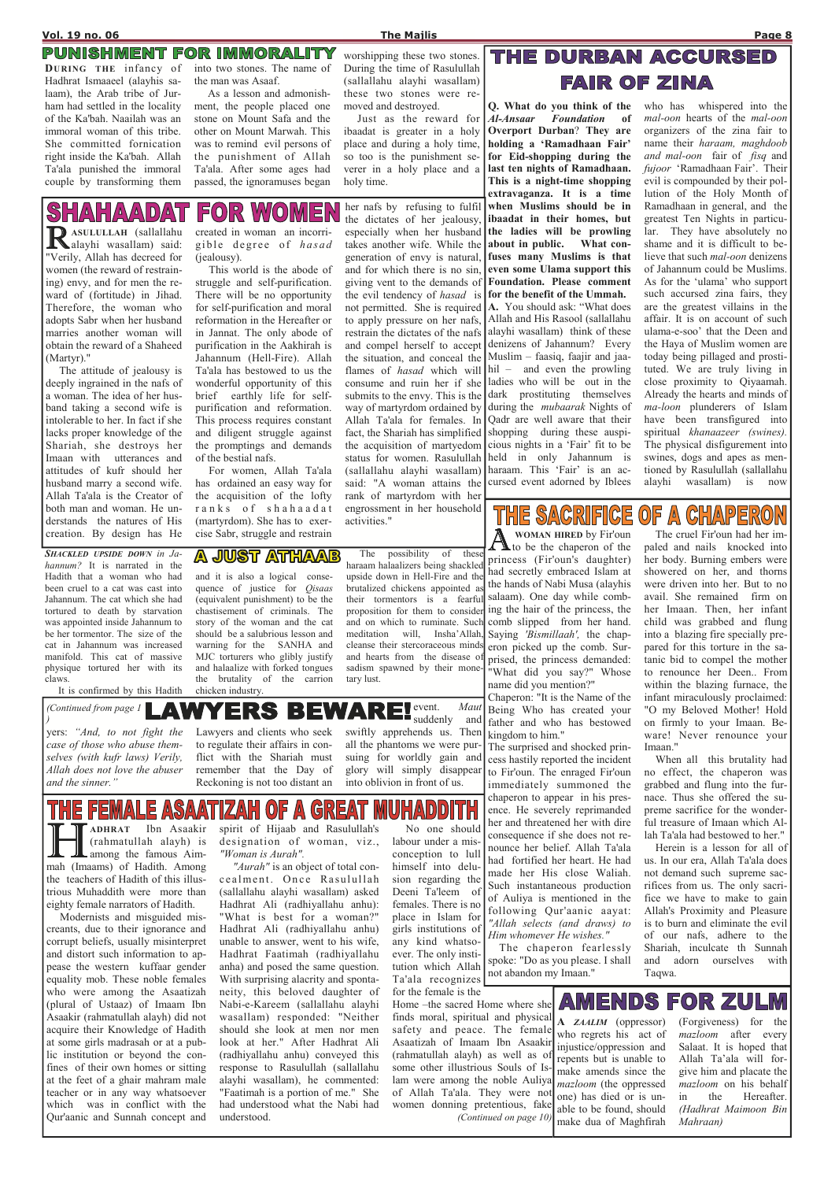## PUNISHMENT FOR IMMORALITY

**DURING THE** infancy of Hadhrat Ismaaeel (alayhis salaam), the Arab tribe of Jurham had settled in the locality of the Ka'bah. Naailah was an immoral woman of this tribe. She committed fornication right inside the Ka'bah. Allah Ta'ala punished the immoral couple by transforming them into two stones. The name of the man was Asaaf.

As a lesson and admonishment, the people placed one stone on Mount Safa and the other on Mount Marwah. This was to remind evil persons of the punishment of Allah Ta'ala. After some ages had passed, the ignoramuses began worshipping these two stones. During the time of Rasulullah (sallallahu alayhi wasallam) these two stones were removed and destroyed.

Just as the reward for ibaadat is greater in a holy place and during a holy time, so too is the punishment severer in a holy place and a holy time.

## THE DURBAN ACCURSED FAIR OF ZINA

**Q. What do you think of the** ***Al-Ansaar Foundation*** **of Overport Durban? They are holding a 'Ramadhaan Fair' for Eid-shopping during the last ten nights of Ramadhaan. This is a night-time shopping extravaganza. It is a time when Muslims should be in ibaadat in their homes, but the ladies will be prowling about in public. What confuses many Muslims is that even some Ulama support this Foundation. Please comment for the benefit of the Ummah.**

**A.** You should ask: "What does Allah and His Rasool (sallallahu alayhi wasallam) think of these denizens of Jahannum? Every Muslim – faasiq, faajir and jaahil – and even the prowling ladies who will be out in the dark prostituting themselves during the *mubaarak* Nights of Qadr are well aware that their shopping during these auspicious nights in a 'Fair' fit to be held in only Jahannum is haraam. This 'Fair' is an accursed event adorned by Iblees who has whispered into the *mal-oon* hearts of the *mal-oon* organizers of the zina fair to name their *haraam, maghdoob and mal-oon* fair of *fisq* and *fujoor* 'Ramadhaan Fair'. Their evil is compounded by their pollution of the Holy Month of Ramadhaan in general, and the greatest Ten Nights in particular. They have absolutely no shame and it is difficult to believe that such *mal-oon* denizens of Jahannum could be Muslims. As for the 'ulama' who support such accursed zina fairs, they are the greatest villains in the affair. It is on account of such ulama-e-soo' that the Deen and the Haya of Muslim women are today being pillaged and prostituted. We are truly living in close proximity to Qiyaamah. Already the hearts and minds of *ma-loon* plunderers of Islam have been transfigured into spiritual *khanaazeer (swines).* The physical disfigurement into swines, dogs and apes as mentioned by Rasulullah (sallallahu alayhi wasallam) is now

## SHAHAADAT FOR WOMEN

**RASULULLAH** (sallallahu alayhi wasallam) said: "Verily, Allah has decreed for women (the reward of restraining) envy, and for men the reward of (fortitude) in Jihad. Therefore, the woman who adopts Sabr when her husband marries another woman will obtain the reward of a Shaheed (Martyr)."

The attitude of jealousy is deeply ingrained in the nafs of a woman. The idea of her husband taking a second wife is intolerable to her. In fact if she lacks proper knowledge of the Shariah, she destroys her Imaan with utterances and attitudes of kufr should her husband marry a second wife. Allah Ta'ala is the Creator of both man and woman. He understands the natures of His creation. By design has He created in woman an incorrigible degree of *hasad* (jealousy).

This world is the abode of struggle and self-purification. There will be no opportunity for self-purification and moral reformation in the Hereafter or in Jannat. The only abode of purification in the Aakhirah is Jahannum (Hell-Fire). Allah Ta'ala has bestowed to us the wonderful opportunity of this brief earthly life for self-purification and reformation. This process requires constant and diligent struggle against the promptings and demands of the bestial nafs.

For women, Allah Ta'ala has ordained an easy way for the acquisition of the lofty ranks of shahaadat (martyrdom). She has to exercise Sabr, struggle and restrain her nafs by refusing to fulfil the dictates of her jealousy, especially when her husband takes another wife. While the generation of envy is natural, and for which there is no sin, giving vent to the demands of the evil tendency of *hasad* is not permitted. She is required to apply pressure on her nafs, restrain the dictates of the nafs and compel herself to accept the situation, and conceal the flames of *hasad* which will consume and ruin her if she submits to the envy. This is the way of martyrdom ordained by Allah Ta'ala for females. In fact, the Shariah has simplified the acquisition of martyedom status for women. Rasulullah (sallallahu alayhi wasallam) said: "A woman attains the rank of martyrdom with her engrossment in her household activities."

## A JUST ATHAAB

***SHACKLED UPSIDE DOWN*** *in Jahannum?* It is narrated in the Hadith that a woman who had been cruel to a cat was cast into Jahannum. The cat which she had tortured to death by starvation was appointed inside Jahannum to be her tormentor. The size of the cat in Jahannum was increased manifold. This cat of massive physique tortured her with its claws.

It is confirmed by this Hadith and it is also a logical consequence of justice for *Qisaas* (equivalent punishment) to be the chastisement of criminals. The story of the woman and the cat should be a salubrious lesson and warning for the SANHA and MJC torturers who glibly justify and halaalize with forked tongues the brutality of the carrion chicken industry.

The possibility of these haraam halaalizers being shackled upside down in Hell-Fire and the brutalized chickens appointed as their tormentors is a fearful proposition for them to consider and on which to ruminate. Such meditation will, Insha'Allah, cleanse their stercoraceous minds and hearts from the disease of sadism spawned by their monetary lust.

## THE SACRIFICE OF A CHAPERON

**A WOMAN HIRED** by Fir'oun to be the chaperon of the princess (Fir'oun's daughter) had secretly embraced Islam at the hands of Nabi Musa (alayhis salaam). One day while combing the hair of the princess, the comb slipped from her hand. Saying *'Bismillaah',* the chaperon picked up the comb. Surprised, the princess demanded: "What did you say?" Whose name did you mention?"

Chaperon: "It is the Name of the Being Who has created your father and who has bestowed kingdom to him."

The surprised and shocked princess hastily reported the incident to Fir'oun. The enraged Fir'oun immediately summoned the chaperon to appear in his presence. He severely reprimanded her and threatened her with dire consequence if she does not renounce her belief. Allah Ta'ala had fortified her heart. He had made her His close Waliah. Such instantaneous production of Auliya is mentioned in the following Qur'aanic aayat: *"Allah selects (and draws) to Him whomever He wishes."*

The chaperon fearlessly spoke: "Do as you please. I shall not abandon my Imaan."

The cruel Fir'oun had her impaled and nails knocked into her body. Burning embers were showered on her, and thorns were driven into her. But to no avail. She remained firm on her Imaan. Then, her infant child was grabbed and flung into a blazing fire specially prepared for this torture in the satanic bid to compel the mother to renounce her Deen.. From within the blazing furnace, the infant miraculously proclaimed: "O my Beloved Mother! Hold on firmly to your Imaan. Beware! Never renounce your Imaan."

When all this brutality had no effect, the chaperon was grabbed and flung into the furnace. Thus she offered the supreme sacrifice for the wonderful treasure of Imaan which Allah Ta'ala had bestowed to her."

Herein is a lesson for all of us. In our era, Allah Ta'ala does not demand such supreme sacrifices from us. The only sacrifice we have to make to gain Allah's Proximity and Pleasure is to burn and eliminate the evil of our nafs, adhere to the Shariah, inculcate th Sunnah and adorn ourselves with Taqwa.

## LAWYERS BEWARE!

*(Continued from page 1)*

yers: *"And, to not fight the case of those who abuse themselves (with kufr laws) Verily, Allah does not love the abuser and the sinner."*

Lawyers and clients who seek to regulate their affairs in conflict with the Shariah must remember that the Day of Reckoning is not too distant an event. *Maut* suddenly and swiftly apprehends us. Then all the phantoms we were pursuing for worldly gain and glory will simply disappear into oblivion in front of us.

## THE FEMALE ASAATIZAH OF A GREAT MUHADDITH

**HADHRAT** Ibn Asaakir (rahmatullah alayh) is among the famous Aimmah (Imaams) of Hadith. Among the teachers of Hadith of this illustrious Muhaddith were more than eighty female narrators of Hadith.

Modernists and misguided miscreants, due to their ignorance and corrupt beliefs, usually misinterpret and distort such information to appease the western kuffaar gender equality mob. These noble females who were among the Asaatizah (plural of Ustaaz) of Imaam Ibn Asaakir (rahmatullah alayh) did not acquire their Knowledge of Hadith at some girls madrasah or at a public institution or beyond the confines of their own homes or sitting at the feet of a ghair mahram male teacher or in any way whatsoever which was in conflict with the Qur'aanic and Sunnah concept and spirit of Hijaab and Rasulullah's designation of woman, viz., *"Woman is Aurah".*

*"Aurah"* is an object of total concealment. Once Rasulullah (sallallahu alayhi wasallam) asked Hadhrat Ali (radhiyallahu anhu): "What is best for a woman?" Hadhrat Ali (radhiyallahu anhu) unable to answer, went to his wife, Hadhrat Faatimah (radhiyallahu anha) and posed the same question. With surprising alacrity and spontaneity, this beloved daughter of Nabi-e-Kareem (sallallahu alayhi wasallam) responded: "Neither should she look at men nor men look at her." After Hadhrat Ali (radhiyallahu anhu) conveyed this response to Rasulullah (sallallahu alayhi wasallam), he commented: "Faatimah is a portion of me." She had understood what the Nabi had understood.

No one should labour under a misconception to lull himself into delusion regarding the Deeni Ta'leem of females. There is no place in Islam for girls institutions of any kind whatsoever. The only institution which Allah Ta'ala recognizes for the female is the Home –the sacred Home where she finds moral, spiritual and physical safety and peace. The female Asaatizah of Imaam Ibn Asaakir (rahmatullah alayh) as well as of some other illustrious Souls of Islam were among the noble Auliya of Allah Ta'ala. They were not women donning pretentious, fake

*(Continued on page 10)*

## AMENDS FOR ZULM

**A** ***ZAALIM*** (oppressor) who regrets his act of injustice/oppression and repents but is unable to make amends since the *mazloom* (the oppressed one) has died or is unable to be found, should make dua of Maghfirah (Forgiveness) for the *mazloom* after every Salaat. It is hoped that Allah Ta'ala will forgive him and placate the *mazloom* on his behalf in the Hereafter. *(Hadhrat Maimoon Bin Mahraan)*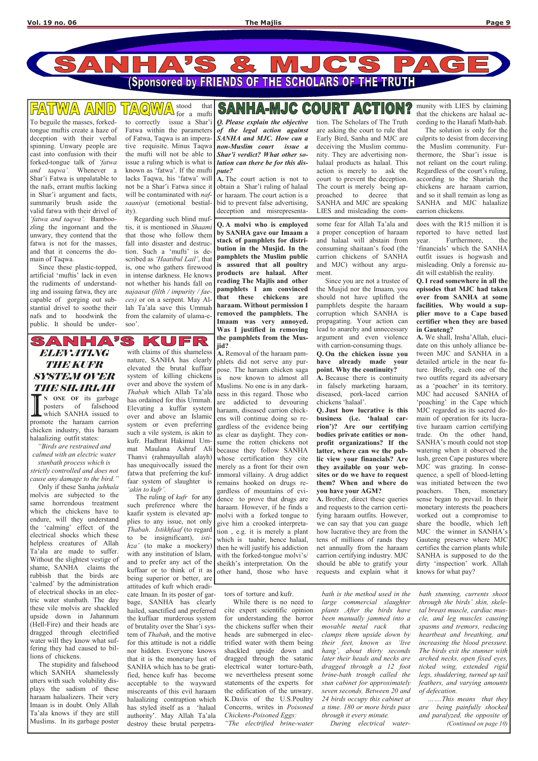# SANHA'S & MJC'S PAGE

(Sponsored by FRIENDS OF THE SCHOLARS OF THE TRUTH)

## FATWA AND TAQWA

To beguile the masses, forked-tongue muftis create a haze of deception with their verbal spinning. Unwary people are cast into confusion with their forked-tongue talk of *'fatwa and taqwa'.* Whenever a Shar'i Fatwa is unpalatable to the nafs, errant muftis lacking in Shar'i argument and facts, summarily brush aside the valid fatwa with their drivel of *'fatwa and taqwa'.* Bamboozling the ingornant and the unwary, they contend that the fatwa is not for the masses, and that it concerns the domain of Taqwa.

Since these plastic-topped, artificial 'muftis' lack in even the rudiments of understanding and issuing fatwa, they are capable of gorging out substantial drivel to soothe their nafs and to hoodwink the public. It should be understood that for a mufti to correctly issue a Shar'i Fatwa within the parameters of Fatwa, Taqwa is an imperative requisite. Minus Taqwa the mufti will not be able to issue a ruling which is what is known as 'fatwa'. If the mufti lacks Taqwa, his 'fatwa' will not be a Shar'i Fatwa since it will be contaminated with *nafsaaniyat* (emotional bestiality).

Regarding such blind muftis, it is mentioned in *Shaami* that those who follow them fall into disaster and destruction. Such a 'mufti' is described as *'Haatibul Lail'*, that is, one who gathers firewood in intense darkness. He knows not whether his hands fall on *najaasat (filth / impurity / faeces)* or on a serpent. May Allah Ta'ala save this Ummah from the calamity of ulama-e-soo'.

## SANHA'S KUFR

### ELEVATING THE KUFR SYSTEM OVER THE SHARIAH

IN ONE OF its garbage posters of falsehood which SANHA issued to promote the haraam carrion chicken industry, this haraam halaalizing outfit states:

*"Birds are restrained and calmed with an electric water stunbath process which is strictly controlled and does not cause any damage to the bird."*

Only if these Sanha *juhhala* molvis are subjected to the same horrendous treatment which the chickens have to endure, will they understand the 'calming' effect of the electrical shocks which these helpless creatures of Allah Ta'ala are made to suffer. Without the slightest vestige of shame, SANHA claims the rubbish that the birds are 'calmed' by the administration of electrical shocks in an electric water stunbath. The day these vile molvis are shackled upside down in Jahannum (Hell-Fire) and their heads are dragged through electrified water will they know what suffering they had caused to billions of chickens.

The stupidity and falsehood which SANHA shamelessly utters with such volubility displays the sadism of these haraam halaalizers. Their very Imaan is in doubt. Only Allah Ta'ala knows if they are still Muslims. In its garbage poster with claims of this shameless nature, SANHA has clearly elevated the brutal kuffaar system of killing chickens over and above the system of *Thabah* which Allah Ta'ala has ordained for this Ummah. Elevating a kuffar system over and above an Islamic system or even preferring such a vile system, is akin to kufr. Hadhrat Hakimul Ummat Maulana Ashraf Ali Thanvi (rahmayullah alayh) has unequivocally issued the fatwa that preferring the kuffaar system of slaughter is *'akin to kufr'.*

The ruling of *kufr* for any such preference where the kaafir system is elevated applies to any issue, not only *Thabah*. *Istikhfaaf* (to regard to be insignificant), *istihza'* (to make a mockery) with any institution of Islam, and to prefer any act of the kuffaar or to think of it as being superior or better, are attitudes of kufr which eradicate Imaan. In its poster of garbage, SANHA has clearly hailed, sanctified and preferred the kuffaar murderous system of brutality over the Shar'i system of *Thabah*, and the motive for this attitude is not a riddle nor hidden. Everyone knows that it is the monetary lust of SANHA which has to be gratified, hence kufr has become acceptable to the wayward miscreants of this evil haraam halaalizing contraption which has styled itself as a 'halaal authority'. May Allah Ta'ala destroy these brutal perpetrators of torture and kufr.

While there is no need to cite expert scientific opinion for understanding the horror the chickens suffer when their heads are submerged in electrified water with them being shackled upside down and dragged through the satanic electrical water torture-bath, we nevertheless present some statements of the experts for the edification of the unwary. K.Davis of the U.S.Poultry Concerns, writes in *Poisoned Chickens-Poisoned Eggs:*

*"The electrified brine-water bath is the method used in the large commercial slaughter plants .After the birds have been manually jammed into a movable metal rack that clamps them upside down by their feet, known as 'live hang', about thirty seconds later their heads and necks are dragged through a 12 foot brine-bath trough called the stun cabinet for approximately seven seconds. Between 20 and 24 birds occupy this cabinet at a time. 180 or more birds pass through it every minute.*

*During electrical water-bath stunning, currents shoot through the birds' skin, skeletal breast muscle, cardiac muscle, and leg muscles causing spasms and tremors, reducing heartbeat and breathing, and increasing the blood pressure. The birds exit the stunner with arched necks, open fixed eyes, ticked wing, extended rigid legs, shuddering, turned up tail feathers, and varying amounts of defecation.*

*…….This means that they are being painfully shocked and paralyzed, the opposite of*

*(Continued on page 10)*

## SANHA-MJC COURT ACTION?

***Q. Please explain the objective of the legal action against SANHA and MJC. How can a non-Muslim court issue a Shar'i verdict? What other solution can there be for this dispute?***

**A.** The court action is not to obtain a Shar'i ruling of halaal or haraam. The court action is a bid to prevent false advertising, deception and misrepresentation. The Scholars of The Truth are asking the court to rule that Early Bird, Sanha and MJC are deceiving the Muslim community. They are advertising non-halaal products as halaal. This action is merely to ask the court to prevent the deception. The court is merely being approached to decree that SANHA and MJC are speaking LIES and misleading the community with LIES by claiming that the chickens are halaal according to the Hanafi Math-hab.

The solution is only for the culprits to desist from deceiving the Muslim community. Furthermore, the Shar'i issue is not reliant on the court ruling. Regardless of the court's ruling, according to the Shariah the chickens are haraam carrion, and so it shall remain as long as SANHA and MJC halaalize carrion chickens.

**Q. A molvi who is employed by SANHA gave our Imaam a stack of pamphlets for distribution in the Musjid. In the pamphlets the Muslim public is assured that all poultry products are halaal. After reading The Majlis and other pamphlets I am convinced that these chickens are haraam. Without permission I removed the pamphlets. The Imaam was very annoyed. Was I justified in removing the pamphlets from the Musjid?**

**A.** Removal of the haraam pamphlets did not serve any purpose. The haraam chicken saga is now known to almost all Muslims. No one is in any darkness in this regard. Those who are addicted to devouring haraam, diseased carrion chickens will continue doing so regardless of the evidence being as clear as daylight. They consume the rotten chickens not because they follow SANHA whose certification they cite merely as a front for their own immoral villainy. A drug addict remains hooked on drugs regardless of mountains of evidence to prove that drugs are haraam. However, if he finds a molvi with a forked tongue to give him a crooked interpretation , e.g. it is merely a plant which is taahir, hence halaal, then he will justify his addiction with the forked-tongue molvi's/ sheikh's interpretation. On the other hand, those who have some fear for Allah Ta'ala and a proper conception of haraam and halaal will abstain from consuming shaitaan's food (the carrion chickens of SANHA and MJC) without any argument.

Since you are not a trustee of the Musjid nor the Imaam, you should not have uplifted the pamphlets despite the haraam corruption which SANHA is propagating. Your action can lead to anarchy and unnecessary argument and even violence with carrion-consuming thugs.

**Q. On the chicken issue you have already made your point. Why the continuity?**

**A.** Because there is continuity in falsely marketing haraam, diseased, pork-laced carrion chickens 'halaal'.

**Q. Just how lucrative is this business (i.e. 'halaal carrion')? Are our certifying bodies private entities or non-profit organizations? If the latter, where can we the public view your financials? Are they available on your websites or do we have to request them? When and where do you have your AGM?**

**A.** Brother, direct these queries and requests to the carrion certifying haraam outfits. However, we can say that you can guage how lucrative they are from the tens of millions of rands they net annually from the haraam carrion certifying industry. MJC should be able to gratify your requests and explain what it does with the R15 million it is reported to have netted last year. Furthermore, the 'financials' which the SANHA outfit issues is hogwash and misleading. Only a forensic audit will establish the reality.

**Q. I read somewhere in all the episodes that MJC had taken over from SANHA at some facilities. Why would a supplier move to a Cape based certifier when they are based in Gauteng?**

**A.** We shall, Insha'Allah, elucidate on this unholy alliance between MJC and SANHA in a detailed article in the near future. Briefly, each one of the two outfits regard its adversary as a 'poacher' in its territory. MJC had accused SANHA of 'poaching' in the Cape which MJC regarded as its sacred domain of operation for its lucrative haraam carrion certifying trade. On the other hand, SANHA's mouth could not stop watering when it observed the lush, green Cape pastures where MJC was grazing. In consequence, a spell of blood-letting was initiated between the two poachers. Then, monetary sense began to prevail. In their monetary interests the poachers worked out a compromise to share the boodle, which left MJC the winner in SANHA's Gauteng preserve where MJC certifies the carrion plants while SANHA is supposed to do the dirty 'inspection' work. Allah knows for what pay?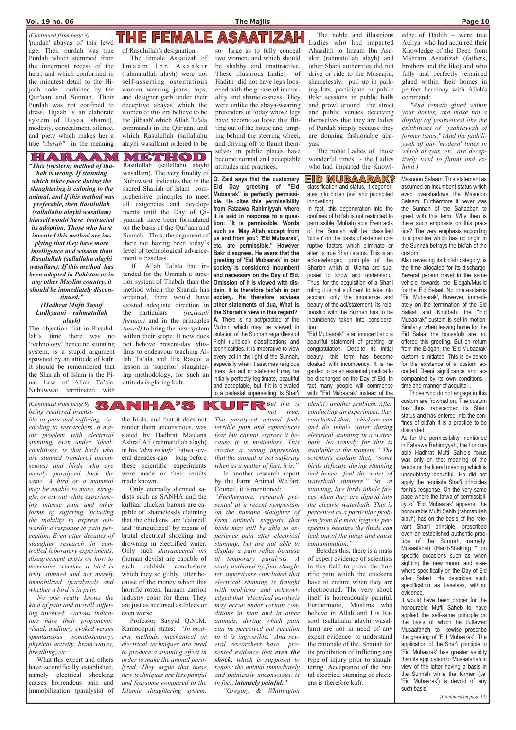# THE FEMALE ASAATIZAH

*(Continued from page 8)*

'purdah' abayas of this lewd age. Their purdah was true Purdah which stemmed from the innermost recess of the heart and which conformed in the minutest detail to the Hijaab code ordained by the Qur'aan and Sunnah. Their Purdah was not confined to dress. Hijaab is an elaborate system of Hayaa (shame), modesty, concealment, silence, and piety which makes her a true *"Aurah"* in the meaning of Rasulullah's designation.

The female Asaatizah of Imaam Ibn Asaakir (rahmatullah alayh) were not self-asserting ostentatious women wearing jeans, tops, and designer garb under their deceptive abayas which the women of this era believe to be the 'jilbaab' which Allah Ta'ala commands in the Qur'aan, and which Rasulullah (sallallahu alayhi wasallam) ordered to be so large as to fully conceal two women, and which should be shabby and unattractive. These illustrious Ladies of Hadith did not have legs loosened with the grease of immorality and shamelessness. They were unlike the abaya-wearing pretenders of today whose legs have become so loose that flitting out of the house and jumping behind the steering wheel, and driving off to flaunt themselves in public places have become normal and acceptable attitudes and practices.

The noble and illustrious Ladies who had imparted Ahaadith to Imaam Ibn Asaakir (rahmatullah alayh) and other Shar'i authorities did not drive or ride to the Musaajid, shamelessly, pull up in parking lots, participate in public thikr sessions in public halls and prowl around the street and public venues deceiving themselves that they are ladies of Purdah simply because they are donning fashionable abayas.

The noble Ladies of those wonderful times - the Ladies who had imparted the Knowledge of Hadith – were true Auliya who had acquired their Knowledge of the Deen from Mahram Asaatizah (fathers, brothers and the like) and who fully and perfectly remained glued within their homes in perfect harmony with Allah's command:

*"And remain glued within your homes, and make not a display (of yourselves) like the exhibitions of jaahiliyyah of former times." (And the jaahiliyyah of our 'modern' times in which abayas, etc. are deceptively used to flaunt and exhibit.)*

# HARAAM METHOD

***"This (western) method of thabah is wrong. If stunning which takes place during the slaughtering is calming to the animal, and if this method was preferable, then Rasulullah (sallallahu alayhi wasallam) himself would have instructed its adoption. Those who have invented this method are implying that they have more intelligence and wisdom than Rasulullah (sallallahu alayhi wasallam). If this method has been adopted in Pakistan or in any other Muslim country, it should be immediately discontinued."***

***(Hadhrat Mufti Yusuf Ludhyaani – rahmatullah alayh)***

The objection that in Rasulullah's time there was no 'technology' hence no stunning system, is a stupid argument spawned by an attitude of kufr. It should be remembered that the Shariah of Islam is the Final Law of Allah Ta'ala. Nubuwwat terminated with Rasulullah (sallallahu alayhi wasallam). The very finality of Nubuwwat indicates that in the sacred Shariah of Islam comprehensive principles to meet all exigencies and developments until the Day of Qiyaamah have been formulated on the basis of the Qur'aan and Sunnah. Thus, the argument of there not having been today's level of technological advancement is baseless.

If Allah Ta'ala had intended for the Ummah a superior system of Thabah than the method which the Shariah has ordained, there would have existed adequate direction in the particulars *(juziyaat/furuaat)* and in the principles *(usool)* to bring the new system within their scope. It now does not behove present-day Muslims to endeavour teaching Allah Ta'ala and His Rasool a lesson in 'superior' slaughtering methodology, for such an attitude is glaring kufr.

# EID MUBAARAK?

**Q. Zaid says that the customary Eid Day greeting of "Eid Mubaarak" is perfectly permissible. He cites this permissibility from Fataawa Rahimiyyah where it is said in response to a question: "It is permissible. Words such as 'May Allah accept from us and from you'; 'Eid Mubaarak', etc. are permissible." However Bakr disagrees. He avers that the greeting of 'Eid Mubaarak' in our society is considered incumbent and necessary on the Day of Eid. Omission of it is viewed with disdain. It is therefore bid'ah in our society. He therefore advises other statements of dua, What is the Shariah's view in this regard?**

**A.** There is no act/practice of the Mu'min which may be viewed in isolation of the Sunnah regardless of Fiqhi (juridical) classifications and technicalities. It is imperative to view every act in the light of the Sunnah, especially when it assumes religious hues. An act or statement may he initially perfectly legitimate, beautiful and acceptable, but if it is elevated to a pedestal superseding its Shar'i classification and status, it degenerates into bid'ah (evil and prohibited innovation).

In fact, this degeneration into the confines of bid'ah is not restricted to permissible (Mubah) acts Even acts of the Sunnah will be classified 'bid'ah' on the basis of external corruptive factors which eliminate or alter its true Shar'i status. This is an acknowledged principle of the Shariah which all Ulama are supposed to know and understand. Thus, for the acquisition of a Shar'i ruling it is not sufficient to take into account only the innocence and beauty of the act/statement. Its relationship with the Sunnah has to be incumbency taken into consideration.

"Eid Mubaarak" is an innocent and a beautiful statement of greeting or congratulation. Despite its initial beauty, this term has become cloaked with incumbency. It is regarded to be an essential practice to be discharged on the Day of Eid. In fact many people will commence with: "Eid Mubaarak" instead of the Masnoon Salaam. This statement as assumed an incumbent status which even overshadows the Masnoon Salaam. Furthermore it never was the Sunnah of the Sahaabah to greet with this term. Why then is there such emphasis on this practice? The very emphasis according to a practice which has no origin in the Sunnah betrays the bid'ah of the custom.

Also revealing its bid'ah category, is the time allocated for its discharge. Several person travel in the same vehicle towards the Eidgah/Musjid for the Eid Salaat. No one exclaims 'Eid Mubaarak', However, immediately on the termination of the Eid Salaat and Khutbah, the "Eid Mubaarak" custom is set in motion. Similarly, when leaving home for the Eid Salaat the housefolk are not offered this greeting. But on return from the Eidgah, the 'Eid Mubaarak' custom is initiated. This is evidence for the existence of a custom accorded Deeni significance and accompanied by its own conditions - time and manner of acquittal-.

Those who do not engage in this custom are frowned on. The custom has thus transcended its Shar'i status and has entered into the confines of bid'ah It is a practice to be discarded.

As for the permissibility mentioned in Fataawa Rahimiyyah, the honourable Hadhrat Mufti Sahib's focus was only on the; meaning of the words or the literal meaning which is undoubtedly beautiful. He did not apply the requisite Shar'i principles for his response. On the very same page where the fatwa of permissibility of 'Eid Mubaarak' appears, the honourable Mufti Sahib (rahmatullah alayh) has on the basis of the relevant Shar'i principle, proscribed even an established authentic practice of the Sunnah, namely, Musaafahah (Hand-Shaking) " on specific occasions such as when sighting the new moon, and elsewhere specifically on the Day of Eid after Salaat. He describes such specification as baseless, without evidence.

It would have been proper for the honourable Mufti Saheb to have applied the self-same principle on the basis of which he outlawed Musaafahah, to likewise proscribe the greeting of 'Eid Mubaarak'. The application of the Shar'i principle to 'Eid Mubaarak' has greater validity than its application to Musaafahah in view of the latter having a basis in the Sunnah while the former (i.e. 'Eid Mubaarak') is devoid of any such basis.

*(Continued on page 12)*

# SANHA'S KUFR

*(Continued from page 9)*

*being rendered insensible to pain and suffering. According to researchers, a major problem with electrical stunning, even under 'ideal' conditions, is that birds who are stunned (rendered unconscious) and birds who are merely paralyzed look the same. A bird or a mammal may be unable to move, struggle, or cry out while experiencing intense pain and other forms of suffering including the inability to express outwardly a response to pain perception, Even after decades of slaughter research in controlled laboratory experiments, disagreement exists on how to determine whether a bird is truly stunned and not merely immobilized (paralyzed) and whether a bird is in pain.*

*No one really knows the kind of pain and overall suffering involved. Various indicators have their proponents: visual, auditory, evoked versus spontaneous somatosensory, physical activity, brain waves, breathing, etc."*

What this expert and others have scientifically established, namely electrical shocking causes horrendous pain and immobilization (paralysis) of the birds, and that it does not render them unconscious, was stated by Hadhrat Maulana Ashraf Ali (rahmatullah alayh) in his *'akin to kufr'* Fatwa several decades ago – long before these scientific experiments were made or their results made known.

Only eternally damned sadists such as SANHA and the kuffaar chicken barons are capable of shamelessly claiming that the chickens are 'calmed' and 'tranquilized' by means of brutal electrical shocking and drowning in electrified water. Only such *shayaateenul ins* (human devils) are capable of such rubbish conclusions which they so glibly utter because of the money which this horrific rotten, haraam carrion industry coins for them. They are just as accursed as Iblees or even worse.

Professor Sayyid Q.M.M. Kamoonpuri states: *"In modern methods, mechanical or electrical techniques are used to produce a stunning effect in order to make the animal paralyzed. They argue that these new techniques are less painful and fearsome compared to the Islamic slaughtering system. But this is not true. The paralyzed animal feels terrible pain and experiences fear but cannot express it because it is motionless. This creates a wrong impression that the animal is not suffering when as a matter of fact, it is."*

In another research report by the Farm Animal Welfare Council, it is mentioned:

*"Furthermore, research presented at a recent symposium on the humane slaughter of farm animals suggests that birds may still be able to experience pain after electrical stunning, but are not able to display a pain reflex because of temporary paralysis. A study authored by four slaughter supervisors concluded that electrical stunning is fraught with problems and acknowledged that 'electrical paralysis may occur under certain conditions in man and in other animals, during which pain can be perceived but reaction to it is impossible.' And several researchers have presented evidence that **even the shock,** which is supposed to render the animal immediately and painlessly unconscious, is in fact, **intensely painful."***

*"Gregory & Whittington identify another problem. After conducting an experiment, they concluded that, "chickens can and do inhale water during electrical stunning in a waterbath. No remedy for this is available at the moment." The scientists explain that, "some birds defecate during stunning and hence foul the water of waterbath stunners." So, at stunning, live birds inhale faeces when they are dipped into the electric waterbath. This is perceived as a particular problem from the meat hygiene perspective because the fluids can leak out of the lungs and cause contamination."*

Besides this, there is a mass of expert evidence of scientists in this field to prove the horrific pain which the chickens have to endure when they are electrocuted. The very shock itself is horrendously painful. Furthermore, Muslims who believe in Allah and His Rasool (sallallahu alayhi wasallam) are not in need of any expert evidence to understand the rationale of the Shariah for its prohibition of inflicting any type of injury prior to slaughtering. Acceptance of the brutal electrical stunning of chickens is therefore kufr.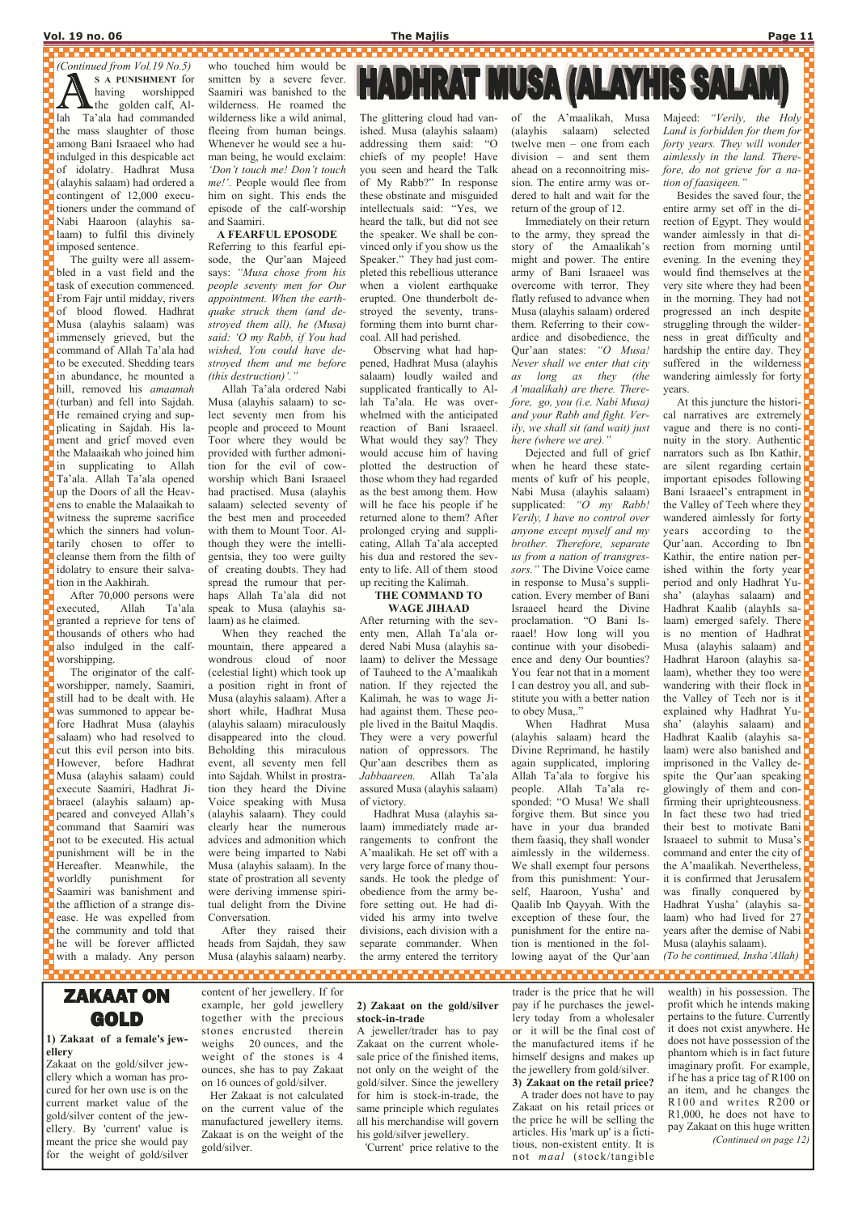# HADHRAT MUSA (ALAYHIS SALAM)

*(Continued from Vol.19 No.5)*

**AS A PUNISHMENT** for having worshipped the golden calf, Allah Ta'ala had commanded the mass slaughter of those among Bani Israaeel who had indulged in this despicable act of idolatry. Hadhrat Musa (alayhis salaam) had ordered a contingent of 12,000 executioners under the command of Nabi Haaroon (alayhis salaam) to fulfil this divinely imposed sentence.

The guilty were all assembled in a vast field and the task of execution commenced. From Fajr until midday, rivers of blood flowed. Hadhrat Musa (alayhis salaam) was immensely grieved, but the command of Allah Ta'ala had to be executed. Shedding tears in abundance, he mounted a hill, removed his *amaamah* (turban) and fell into Sajdah. He remained crying and supplicating in Sajdah. His lament and grief moved even the Malaaikah who joined him in supplicating to Allah Ta'ala. Allah Ta'ala opened up the Doors of all the Heavens to enable the Malaaikah to witness the supreme sacrifice which the sinners had voluntarily chosen to offer to cleanse them from the filth of idolatry to ensure their salvation in the Aakhirah.

After 70,000 persons were executed, Allah Ta'ala granted a reprieve for tens of thousands of others who had also indulged in the calf-worshipping.

The originator of the calf-worshipper, namely, Saamiri, still had to be dealt with. He was summoned to appear before Hadhrat Musa (alayhis salaam) who had resolved to cut this evil person into bits. However, before Hadhrat Musa (alayhis salaam) could execute Saamiri, Hadhrat Jibraeel (alayhis salaam) appeared and conveyed Allah's command that Saamiri was not to be executed. His actual punishment will be in the Hereafter. Meanwhile, the worldly punishment for Saamiri was banishment and the affliction of a strange disease. He was expelled from the community and told that he will be forever afflicted with a malady. Any person who touched him would be smitten by a severe fever. Saamiri was banished to the wilderness. He roamed the wilderness like a wild animal, fleeing from human beings. Whenever he would see a human being, he would exclaim: *'Don't touch me! Don't touch me!'*. People would flee from him on sight. This ends the episode of the calf-worship and Saamiri.

**A FEARFUL EPOSODE**

Referring to this fearful episode, the Qur'aan Majeed says: *"Musa chose from his people seventy men for Our appointment. When the earthquake struck them (and destroyed them all), he (Musa) said: 'O my Rabb, if You had wished, You could have destroyed them and me before (this destruction)'."*

Allah Ta'ala ordered Nabi Musa (alayhis salaam) to select seventy men from his people and proceed to Mount Toor where they would be provided with further admonition for the evil of cow-worship which Bani Israaeel had practised. Musa (alayhis salaam) selected seventy of the best men and proceeded with them to Mount Toor. Although they were the intelligentsia, they too were guilty of creating doubts. They had spread the rumour that perhaps Allah Ta'ala did not speak to Musa (alayhis salaam) as he claimed.

When they reached the mountain, there appeared a wondrous cloud of noor (celestial light) which took up a position right in front of Musa (alayhis salaam). After a short while, Hadhrat Musa (alayhis salaam) miraculously disappeared into the cloud. Beholding this miraculous event, all seventy men fell into Sajdah. Whilst in prostration they heard the Divine Voice speaking with Musa (alayhis salaam). They could clearly hear the numerous advices and admonition which were being imparted to Nabi Musa (alayhis salaam). In the state of prostration all seventy were deriving immense spiritual delight from the Divine Conversation.

After they raised their heads from Sajdah, they saw Musa (alayhis salaam) nearby. The glittering cloud had vanished. Musa (alayhis salaam) addressing them said: "O chiefs of my people! Have you seen and heard the Talk of My Rabb?" In response these obstinate and misguided intellectuals said: "Yes, we heard the talk, but did not see the speaker. We shall be convinced only if you show us the Speaker." They had just completed this rebellious utterance when a violent earthquake erupted. One thunderbolt destroyed the seventy, transforming them into burnt charcoal. All had perished.

Observing what had happened, Hadhrat Musa (alayhis salaam) loudly wailed and supplicated frantically to Allah Ta'ala. He was overwhelmed with the anticipated reaction of Bani Israaeel. What would they say? They would accuse him of having plotted the destruction of those whom they had regarded as the best among them. How will he face his people if he returned alone to them? After prolonged crying and supplicating, Allah Ta'ala accepted his dua and restored the seventy to life. All of them stood up reciting the Kalimah.

**THE COMMAND TO WAGE JIHAAD**

After returning with the seventy men, Allah Ta'ala ordered Nabi Musa (alayhis salaam) to deliver the Message of Tauheed to the A'maalikah nation. If they rejected the Kalimah, he was to wage Jihad against them. These people lived in the Baitul Maqdis. They were a very powerful nation of oppressors. The Qur'aan describes them as *Jabbaareen*. Allah Ta'ala assured Musa (alayhis salaam) of victory.

Hadhrat Musa (alayhis salaam) immediately made arrangements to confront the A'maalikah. He set off with a very large force of many thousands. He took the pledge of obedience from the army before setting out. He had divided his army into twelve divisions, each division with a separate commander. When the army entered the territory of the A'maalikah, Musa (alayhis salaam) selected twelve men – one from each division – and sent them ahead on a reconnoitring mission. The entire army was ordered to halt and wait for the return of the group of 12.

Immediately on their return to the army, they spread the story of the Amaalikah's might and power. The entire army of Bani Israaeel was overcome with terror. They flatly refused to advance when Musa (alayhis salaam) ordered them. Referring to their cowardice and disobedience, the Qur'aan states: *"O Musa! Never shall we enter that city as long as they (the A'maalikah) are there. Therefore, go, you (i.e. Nabi Musa) and your Rabb and fight. Verily, we shall sit (and wait) just here (where we are)."*

Dejected and full of grief when he heard these statements of kufr of his people, Nabi Musa (alayhis salaam) supplicated: *"O my Rabb! Verily, I have no control over anyone except myself and my brother. Therefore, separate us from a nation of transgressors."* The Divine Voice came in response to Musa's supplication. Every member of Bani Israaeel heard the Divine proclamation. "O Bani Israael! How long will you continue with your disobedience and deny Our bounties? You fear not that in a moment I can destroy you all, and substitute you with a better nation to obey Musa,."

When Hadhrat Musa (alayhis salaam) heard the Divine Reprimand, he hastily again supplicated, imploring Allah Ta'ala to forgive his people. Allah Ta'ala responded: "O Musa! We shall forgive them. But since you have in your dua branded them faasiq, they shall wonder aimlessly in the wilderness. We shall exempt four persons from this punishment: Yourself, Haaroon, Yusha' and Qaalib Inb Qayyah. With the exception of these four, the punishment for the entire nation is mentioned in the following aayat of the Qur'aan Majeed: *"Verily, the Holy Land is forbidden for them for forty years. They will wonder aimlessly in the land. Therefore, do not grieve for a nation of faasiqeen."*

Besides the saved four, the entire army set off in the direction of Egypt. They would wander aimlessly in that direction from morning until evening. In the evening they would find themselves at the very site where they had been in the morning. They had not progressed an inch despite struggling through the wilderness in great difficulty and hardship the entire day. They suffered in the wilderness wandering aimlessly for forty years.

At this juncture the historical narratives are extremely vague and there is no continuity in the story. Authentic narrators such as Ibn Kathir, are silent regarding certain important episodes following Bani Israaeel's entrapment in the Valley of Teeh where they wandered aimlessly for forty years according to the Qur'aan. According to Ibn Kathir, the entire nation perished within the forty year period and only Hadhrat Yusha' (alayhas salaam) and Hadhrat Kaalib (alayhIs salaam) emerged safely. There is no mention of Hadhrat Musa (alayhis salaam) and Hadhrat Haroon (alayhis salaam), whether they too were wandering with their flock in the Valley of Teeh nor is it explained why Hadhrat Yusha' (alayhis salaam) and Hadhrat Kaalib (alayhis salaam) were also banished and imprisoned in the Valley despite the Qur'aan speaking glowingly of them and confirming their uprighteousness. In fact these two had tried their best to motivate Bani Israaeel to submit to Musa's command and enter the city of the A'maalikah. Nevertheless, it is confirmed that Jerusalem was finally conquered by Hadhrat Yusha' (alayhis salaam) who had lived for 27 years after the demise of Nabi Musa (alayhis salaam).

*(To be continued, Insha'Allah)*

# ZAKAAT ON GOLD

**1) Zakaat of a female's jewellery**

Zakaat on the gold/silver jewellery which a woman has procured for her own use is on the current market value of the gold/silver content of the jewellery. By 'current' value is meant the price she would pay for the weight of gold/silver content of her jewellery. If for example, her gold jewellery together with the precious stones encrusted therein weighs 20 ounces, and the weight of the stones is 4 ounces, she has to pay Zakaat on 16 ounces of gold/silver.

Her Zakaat is not calculated on the current value of the manufactured jewellery items. Zakaat is on the weight of the gold/silver.

**2) Zakaat on the gold/silver stock-in-trade**

A jeweller/trader has to pay Zakaat on the current wholesale price of the finished items, not only on the weight of the gold/silver. Since the jewellery for him is stock-in-trade, the same principle which regulates all his merchandise will govern his gold/silver jewellery.

'Current' price relative to the trader is the price that he will pay if he purchases the jewellery today from a wholesaler or it will be the final cost of the manufactured items if he himself designs and makes up the jewellery from gold/silver.

**3) Zakaat on the retail price?**

A trader does not have to pay Zakaat on his retail prices or the price he will be selling the articles. His 'mark up' is a fictitious, non-existent entity. It is not *maal* (stock/tangible wealth) in his possession. The profit which he intends making pertains to the future. Currently it does not exist anywhere. He does not have possession of the phantom which is in fact future imaginary profit. For example, if he has a price tag of R100 on an item, and he changes the R100 and writes R200 or R1,000, he does not have to pay Zakaat on this huge written

*(Continued on page 12)*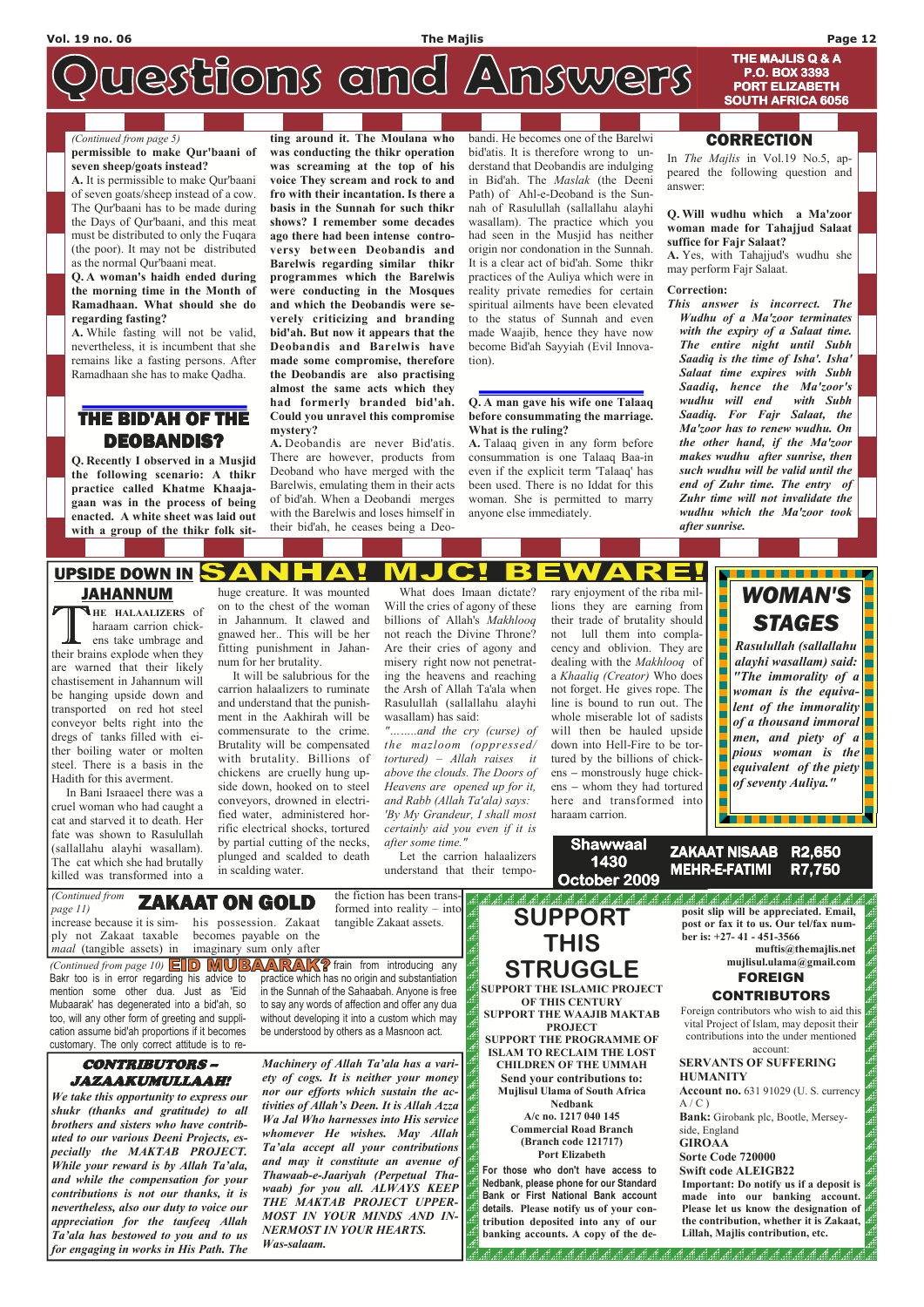# Questions and Answers

THE MAJLIS Q & A
P.O. BOX 3393
PORT ELIZABETH
SOUTH AFRICA 6056

*(Continued from page 5)*

**permissible to make Qur'baani of seven sheep/goats instead?**

**A.** It is permissible to make Qur'baani of seven goats/sheep instead of a cow. The Qur'baani has to be made during the Days of Qur'baani, and this meat must be distributed to only the Fuqara (the poor). It may not be distributed as the normal Qur'baani meat.

**Q. A woman's haidh ended during the morning time in the Month of Ramadhaan. What should she do regarding fasting?**

**A.** While fasting will not be valid, nevertheless, it is incumbent that she remains like a fasting persons. After Ramadhaan she has to make Qadha.

## THE BID'AH OF THE DEOBANDIS?

**Q. Recently I observed in a Musjid the following scenario: A thikr practice called Khatme Khaajagaan was in the process of being enacted. A white sheet was laid out with a group of the thikr folk sitting around it. The Moulana who was conducting the thikr operation was screaming at the top of his voice They scream and rock to and fro with their incantation. Is there a basis in the Sunnah for such thikr shows? I remember some decades ago there had been intense controversy between Deobandis and Barelwis regarding similar thikr programmes which the Barelwis were conducting in the Mosques and which the Deobandis were severely criticizing and branding bid'ah. But now it appears that the Deobandis and Barelwis have made some compromise, therefore the Deobandis are also practising almost the same acts which they had formerly branded bid'ah. Could you unravel this compromise mystery?**

**A.** Deobandis are never Bid'atis. There are however, products from Deoband who have merged with the Barelwis, emulating them in their acts of bid'ah. When a Deobandi merges with the Barelwis and loses himself in their bid'ah, he ceases being a Deobandi. He becomes one of the Barelwi bid'atis. It is therefore wrong to understand that Deobandis are indulging in Bid'ah. The *Maslak* (the Deeni Path) of Ahl-e-Deoband is the Sunnah of Rasulullah (sallallahu alayhi wasallam). The practice which you had seen in the Musjid has neither origin nor condonation in the Sunnah. It is a clear act of bid'ah. Some thikr practices of the Auliya which were in reality private remedies for certain spiritual ailments have been elevated to the status of Sunnah and even made Waajib, hence they have now become Bid'ah Sayyiah (Evil Innovation).

**Q. A man gave his wife one Talaaq before consummating the marriage. What is the ruling?**

**A.** Talaaq given in any form before consummation is one Talaaq Baa-in even if the explicit term 'Talaaq' has been used. There is no Iddat for this woman. She is permitted to marry anyone else immediately.

## CORRECTION

In *The Majlis* in Vol.19 No.5, appeared the following question and answer:

**Q. Will wudhu which a Ma'zoor woman made for Tahajjud Salaat suffice for Fajr Salaat?**

**A.** Yes, with Tahajjud's wudhu she may perform Fajr Salaat.

**Correction:**

***This answer is incorrect. The Wudhu of a Ma'zoor terminates with the expiry of a Salaat time. The entire night until Subh Saadiq is the time of Isha'. Isha' Salaat time expires with Subh Saadiq, hence the Ma'zoor's wudhu will end with Subh Saadiq. For Fajr Salaat, the Ma'zoor has to renew wudhu. On the other hand, if the Ma'zoor makes wudhu after sunrise, then such wudhu will be valid until the end of Zuhr time. The entry of Zuhr time will not invalidate the wudhu which the Ma'zoor took after sunrise.***

## UPSIDE DOWN IN JAHANNUM

## SANHA! MJC! BEWARE!

**THE HALAALIZERS** of haraam carrion chickens take umbrage and their brains explode when they are warned that their likely chastisement in Jahannum will be hanging upside down and transported on red hot steel conveyor belts right into the dregs of tanks filled with either boiling water or molten steel. There is a basis in the Hadith for this averment.

In Bani Israaeel there was a cruel woman who had caught a cat and starved it to death. Her fate was shown to Rasulullah (sallallahu alayhi wasallam). The cat which she had brutally killed was transformed into a huge creature. It was mounted on to the chest of the woman in Jahannum. It clawed and gnawed her.. This will be her fitting punishment in Jahannum for her brutality.

It will be salubrious for the carrion halaalizers to ruminate and understand that the punishment in the Aakhirah will be commensurate to the crime. Brutality will be compensated with brutality. Billions of chickens are cruelly hung upside down, hooked on to steel conveyors, drowned in electrified water, administered horrific electrical shocks, tortured by partial cutting of the necks, plunged and scalded to death in scalding water.

What does Imaan dictate? Will the cries of agony of these billions of Allah's *Makhlooq* not reach the Divine Throne? Are their cries of agony and misery right now not penetrating the heavens and reaching the Arsh of Allah Ta'ala when Rasulullah (sallallahu alayhi wasallam) has said:

*"……..and the cry (curse) of the mazloom (oppressed/tortured) – Allah raises it above the clouds. The Doors of Heavens are opened up for it, and Rabb (Allah Ta'ala) says: 'By My Grandeur, I shall most certainly aid you even if it is after some time."*

Let the carrion halaalizers understand that their temporary enjoyment of the riba millions they are earning from their trade of brutality should not lull them into complacency and oblivion. They are dealing with the *Makhlooq* of a *Khaaliq (Creator)* Who does not forget. He gives rope. The line is bound to run out. The whole miserable lot of sadists will then be hauled upside down into Hell-Fire to be tortured by the billions of chickens – monstrously huge chickens – whom they had tortured here and transformed into haraam carrion.

## WOMAN'S STAGES

***Rasulullah (sallallahu alayhi wasallam) said: "The immorality of a woman is the equivalent of the immorality of a thousand immoral men, and piety of a pious woman is the equivalent of the piety of seventy Auliya."***

**Shawwaal 1430
October 2009**

**ZAKAAT NISAAB R2,650
MEHR-E-FATIMI R7,750**

## ZAKAAT ON GOLD

*(Continued from page 11)*

increase because it is simply not Zakaat taxable *maal* (tangible assets) in his possession. Zakaat becomes payable on the imaginary sum only after the fiction has been transformed into reality – into tangible Zakaat assets.

## EID MUBAARAK?

*(Continued from page 10)* Bakr too is in error regarding his advice to mention some other dua. Just as 'Eid Mubaarak' has degenerated into a bid'ah, so too, will any other form of greeting and supplication assume bid'ah proportions if it becomes customary. The only correct attitude is to refrain from introducing any practice which has no origin and substantiation in the Sunnah of the Sahaabah. Anyone is free to say any words of affection and offer any dua without developing it into a custom which may be understood by others as a Masnoon act.

## CONTRIBUTORS – JAZAAKUMULLAAH!

***We take this opportunity to express our shukr (thanks and gratitude) to all brothers and sisters who have contributed to our various Deeni Projects, especially the MAKTAB PROJECT. While your reward is by Allah Ta'ala, and while the compensation for your contributions is not our thanks, it is nevertheless, also our duty to voice our appreciation for the taufeeq Allah Ta'ala has bestowed to you and to us for engaging in works in His Path. The Machinery of Allah Ta'ala has a variety of cogs. It is neither your money nor our efforts which sustain the activities of Allah's Deen. It is Allah Azza Wa Jal Who harnesses into His service whomever He wishes. May Allah Ta'ala accept all your contributions and may it constitute an avenue of Thawaab-e-Jaariyah (Perpetual Thawaab) for you all. ALWAYS KEEP THE MAKTAB PROJECT UPPERMOST IN YOUR MINDS AND INNERMOST IN YOUR HEARTS. Was-salaam.***

## SUPPORT THIS STRUGGLE

**SUPPORT THE ISLAMIC PROJECT OF THIS CENTURY
SUPPORT THE WAAJIB MAKTAB PROJECT
SUPPORT THE PROGRAMME OF ISLAM TO RECLAIM THE LOST CHILDREN OF THE UMMAH
Send your contributions to:
Mujlisul Ulama of South Africa
Nedbank
A/c no. 1217 040 145
Commercial Road Branch
(Branch code 121717)
Port Elizabeth**

**For those who don't have access to Nedbank, please phone for our Standard Bank or First National Bank account details. Please notify us of your contribution deposited into any of our banking accounts. A copy of the deposit slip will be appreciated. Email, post or fax it to us. Our tel/fax number is: +27- 41 - 451-3566**

**muftis@themajlis.net
mujlisul.ulama@gmail.com**

### FOREIGN CONTRIBUTORS

Foreign contributors who wish to aid this vital Project of Islam, may deposit their contributions into the under mentioned account:

**SERVANTS OF SUFFERING HUMANITY**

**Account no.** 631 91029 (U. S. currency A / C )

**Bank:** Girobank plc, Bootle, Merseyside, England

**GIROAA**

**Sorte Code 720000**

**Swift code ALEIGB22**

**Important: Do notify us if a deposit is made into our banking account. Please let us know the designation of the contribution, whether it is Zakaat, Lillah, Majlis contribution, etc.**